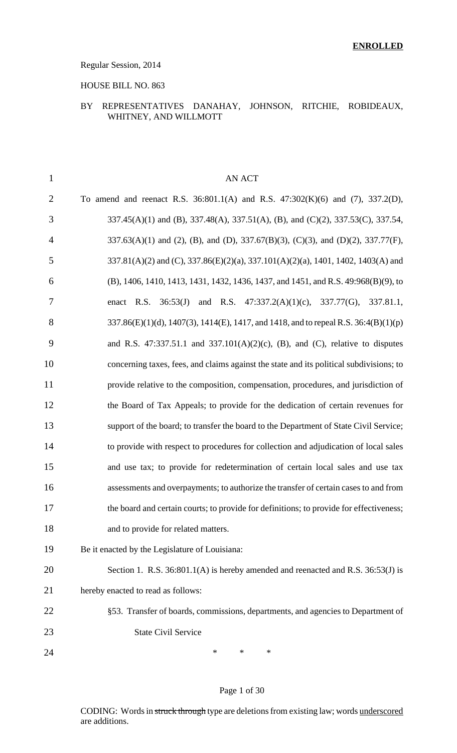**ENROLLED**

Regular Session, 2014

HOUSE BILL NO. 863

BY REPRESENTATIVES DANAHAY, JOHNSON, RITCHIE, ROBIDEAUX, WHITNEY, AND WILLMOTT

AN ACT

To amend and reenact R.S. 36:801.1(A) and R.S. 47:302(K)(6) and (7), 337.2(D), 337.45(A)(1) and (B), 337.48(A), 337.51(A), (B), and (C)(2), 337.53(C), 337.54, 337.63(A)(1) and (2), (B), and (D), 337.67(B)(3), (C)(3), and (D)(2), 337.77(F), 337.81(A)(2) and (C), 337.86(E)(2)(a), 337.101(A)(2)(a), 1401, 1402, 1403(A) and (B), 1406, 1410, 1413, 1431, 1432, 1436, 1437, and 1451, and R.S. 49:968(B)(9), to enact R.S. 36:53(J) and R.S. 47:337.2(A)(1)(c), 337.77(G), 337.81.1, 337.86(E)(1)(d), 1407(3), 1414(E), 1417, and 1418, and to repeal R.S. 36:4(B)(1)(p) and R.S. 47:337.51.1 and 337.101(A)(2)(c), (B), and (C), relative to disputes concerning taxes, fees, and claims against the state and its political subdivisions; to provide relative to the composition, compensation, procedures, and jurisdiction of the Board of Tax Appeals; to provide for the dedication of certain revenues for support of the board; to transfer the board to the Department of State Civil Service; to provide with respect to procedures for collection and adjudication of local sales and use tax; to provide for redetermination of certain local sales and use tax assessments and overpayments; to authorize the transfer of certain cases to and from the board and certain courts; to provide for definitions; to provide for effectiveness; and to provide for related matters.

Be it enacted by the Legislature of Louisiana:

Section 1. R.S. 36:801.1(A) is hereby amended and reenacted and R.S. 36:53(J) is hereby enacted to read as follows:

§53. Transfer of boards, commissions, departments, and agencies to Department of State Civil Service

\* \* \*

CODING: Words in ~~struck through~~ type are deletions from existing law; words <u>underscored</u> are additions.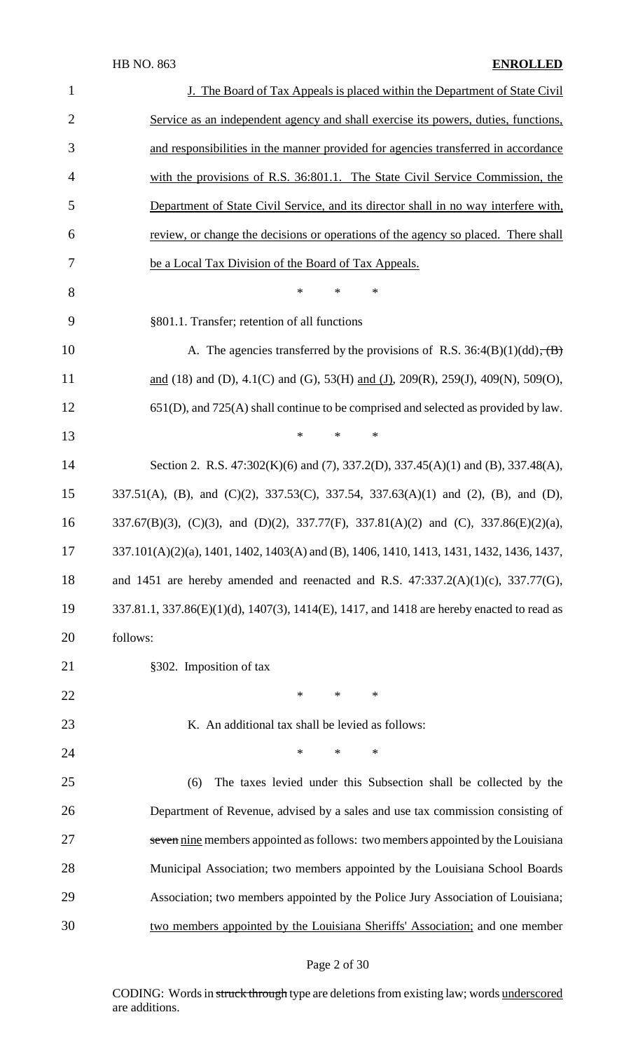J. The Board of Tax Appeals is placed within the Department of State Civil Service as an independent agency and shall exercise its powers, duties, functions, and responsibilities in the manner provided for agencies transferred in accordance with the provisions of R.S. 36:801.1. The State Civil Service Commission, the Department of State Civil Service, and its director shall in no way interfere with, review, or change the decisions or operations of the agency so placed. There shall be a Local Tax Division of the Board of Tax Appeals.

\* \* \*

§801.1. Transfer; retention of all functions

A. The agencies transferred by the provisions of R.S. 36:4(B)(1)(dd), ~~(B)~~ and (18) and (D), 4.1(C) and (G), 53(H) and (J), 209(R), 259(J), 409(N), 509(O), 651(D), and 725(A) shall continue to be comprised and selected as provided by law.

\* \* \*

Section 2. R.S. 47:302(K)(6) and (7), 337.2(D), 337.45(A)(1) and (B), 337.48(A), 337.51(A), (B), and (C)(2), 337.53(C), 337.54, 337.63(A)(1) and (2), (B), and (D), 337.67(B)(3), (C)(3), and (D)(2), 337.77(F), 337.81(A)(2) and (C), 337.86(E)(2)(a), 337.101(A)(2)(a), 1401, 1402, 1403(A) and (B), 1406, 1410, 1413, 1431, 1432, 1436, 1437, and 1451 are hereby amended and reenacted and R.S. 47:337.2(A)(1)(c), 337.77(G), 337.81.1, 337.86(E)(1)(d), 1407(3), 1414(E), 1417, and 1418 are hereby enacted to read as follows:

§302. Imposition of tax

\* \* \*

K. An additional tax shall be levied as follows:

\* \* \*

(6) The taxes levied under this Subsection shall be collected by the Department of Revenue, advised by a sales and use tax commission consisting of ~~seven~~ nine members appointed as follows: two members appointed by the Louisiana Municipal Association; two members appointed by the Louisiana School Boards Association; two members appointed by the Police Jury Association of Louisiana; two members appointed by the Louisiana Sheriffs' Association; and one member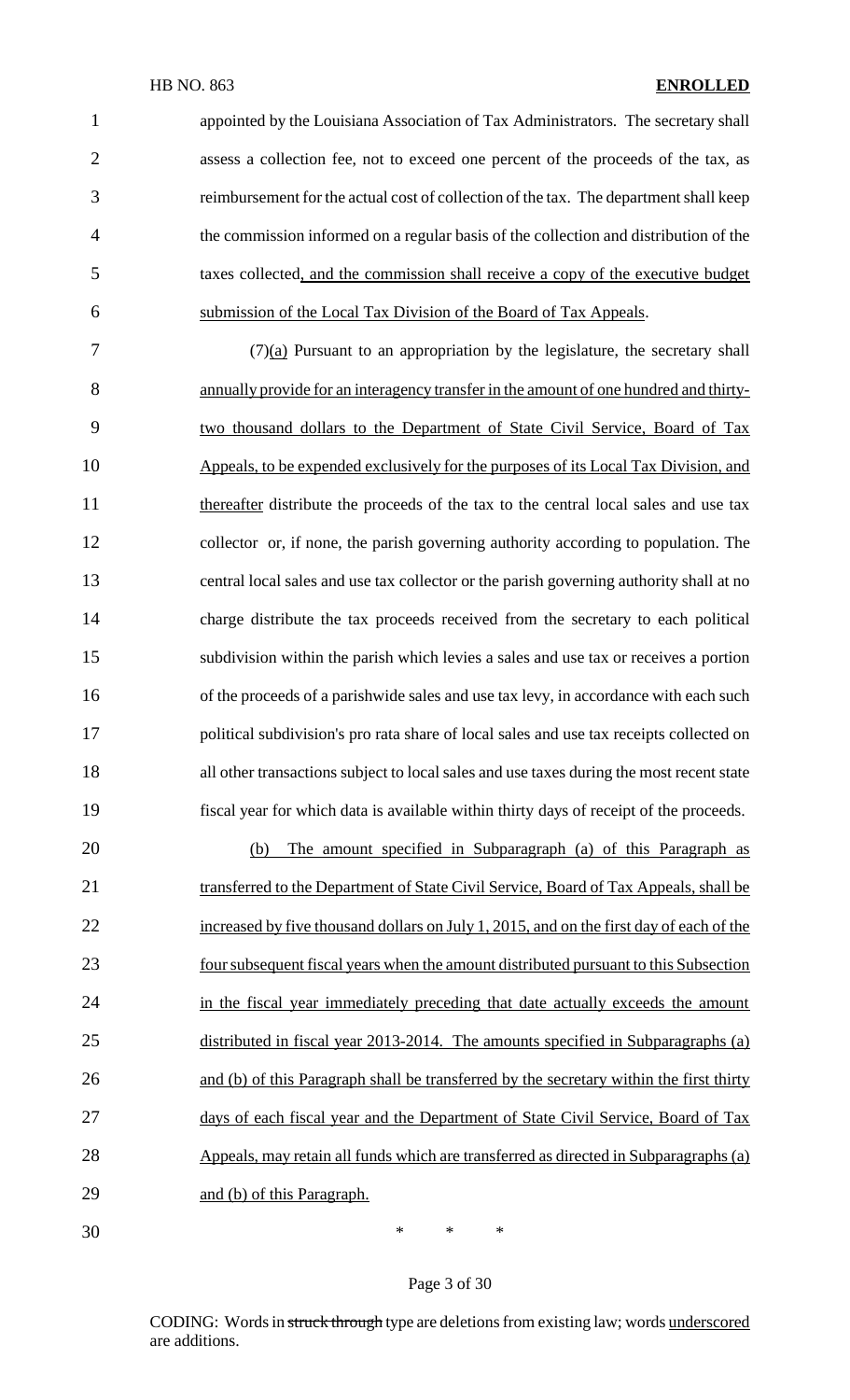appointed by the Louisiana Association of Tax Administrators. The secretary shall assess a collection fee, not to exceed one percent of the proceeds of the tax, as reimbursement for the actual cost of collection of the tax. The department shall keep the commission informed on a regular basis of the collection and distribution of the taxes collected, and the commission shall receive a copy of the executive budget submission of the Local Tax Division of the Board of Tax Appeals.

(7)(a) Pursuant to an appropriation by the legislature, the secretary shall annually provide for an interagency transfer in the amount of one hundred and thirty-two thousand dollars to the Department of State Civil Service, Board of Tax Appeals, to be expended exclusively for the purposes of its Local Tax Division, and thereafter distribute the proceeds of the tax to the central local sales and use tax collector or, if none, the parish governing authority according to population. The central local sales and use tax collector or the parish governing authority shall at no charge distribute the tax proceeds received from the secretary to each political subdivision within the parish which levies a sales and use tax or receives a portion of the proceeds of a parishwide sales and use tax levy, in accordance with each such political subdivision's pro rata share of local sales and use tax receipts collected on all other transactions subject to local sales and use taxes during the most recent state fiscal year for which data is available within thirty days of receipt of the proceeds.

(b) The amount specified in Subparagraph (a) of this Paragraph as transferred to the Department of State Civil Service, Board of Tax Appeals, shall be increased by five thousand dollars on July 1, 2015, and on the first day of each of the four subsequent fiscal years when the amount distributed pursuant to this Subsection in the fiscal year immediately preceding that date actually exceeds the amount distributed in fiscal year 2013-2014. The amounts specified in Subparagraphs (a) and (b) of this Paragraph shall be transferred by the secretary within the first thirty days of each fiscal year and the Department of State Civil Service, Board of Tax Appeals, may retain all funds which are transferred as directed in Subparagraphs (a) and (b) of this Paragraph.

\* \* \*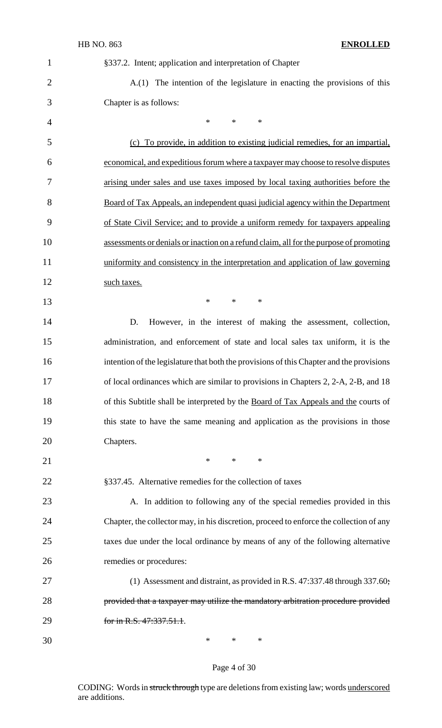§337.2. Intent; application and interpretation of Chapter

A.(1) The intention of the legislature in enacting the provisions of this Chapter is as follows:

\* \* \*

<u>(c) To provide, in addition to existing judicial remedies, for an impartial, economical, and expeditious forum where a taxpayer may choose to resolve disputes arising under sales and use taxes imposed by local taxing authorities before the Board of Tax Appeals, an independent quasi judicial agency within the Department of State Civil Service; and to provide a uniform remedy for taxpayers appealing assessments or denials or inaction on a refund claim, all for the purpose of promoting uniformity and consistency in the interpretation and application of law governing such taxes.</u>

\* \* \*

D. However, in the interest of making the assessment, collection, administration, and enforcement of state and local sales tax uniform, it is the intention of the legislature that both the provisions of this Chapter and the provisions of local ordinances which are similar to provisions in Chapters 2, 2-A, 2-B, and 18 of this Subtitle shall be interpreted by the <u>Board of Tax Appeals and the</u> courts of this state to have the same meaning and application as the provisions in those Chapters.

\* \* \*

§337.45. Alternative remedies for the collection of taxes

A. In addition to following any of the special remedies provided in this Chapter, the collector may, in his discretion, proceed to enforce the collection of any taxes due under the local ordinance by means of any of the following alternative remedies or procedures:

(1) Assessment and distraint, as provided in R.S. 47:337.48 through 337.60~~; provided that a taxpayer may utilize the mandatory arbitration procedure provided for in R.S. 47:337.51.1~~.

\* \* \*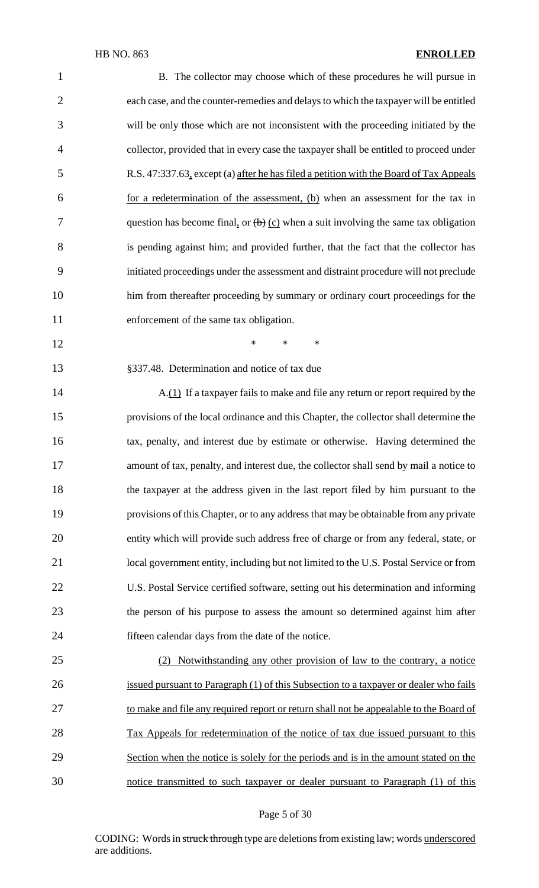B. The collector may choose which of these procedures he will pursue in each case, and the counter-remedies and delays to which the taxpayer will be entitled will be only those which are not inconsistent with the proceeding initiated by the collector, provided that in every case the taxpayer shall be entitled to proceed under R.S. 47:337.63, except (a) after he has filed a petition with the Board of Tax Appeals for a redetermination of the assessment, (b) when an assessment for the tax in question has become final, or ~~(b)~~ (c) when a suit involving the same tax obligation is pending against him; and provided further, that the fact that the collector has initiated proceedings under the assessment and distraint procedure will not preclude him from thereafter proceeding by summary or ordinary court proceedings for the enforcement of the same tax obligation.

\* \* \*

§337.48. Determination and notice of tax due

A.(1) If a taxpayer fails to make and file any return or report required by the provisions of the local ordinance and this Chapter, the collector shall determine the tax, penalty, and interest due by estimate or otherwise. Having determined the amount of tax, penalty, and interest due, the collector shall send by mail a notice to the taxpayer at the address given in the last report filed by him pursuant to the provisions of this Chapter, or to any address that may be obtainable from any private entity which will provide such address free of charge or from any federal, state, or local government entity, including but not limited to the U.S. Postal Service or from U.S. Postal Service certified software, setting out his determination and informing the person of his purpose to assess the amount so determined against him after fifteen calendar days from the date of the notice.

(2) Notwithstanding any other provision of law to the contrary, a notice issued pursuant to Paragraph (1) of this Subsection to a taxpayer or dealer who fails to make and file any required report or return shall not be appealable to the Board of Tax Appeals for redetermination of the notice of tax due issued pursuant to this Section when the notice is solely for the periods and is in the amount stated on the notice transmitted to such taxpayer or dealer pursuant to Paragraph (1) of this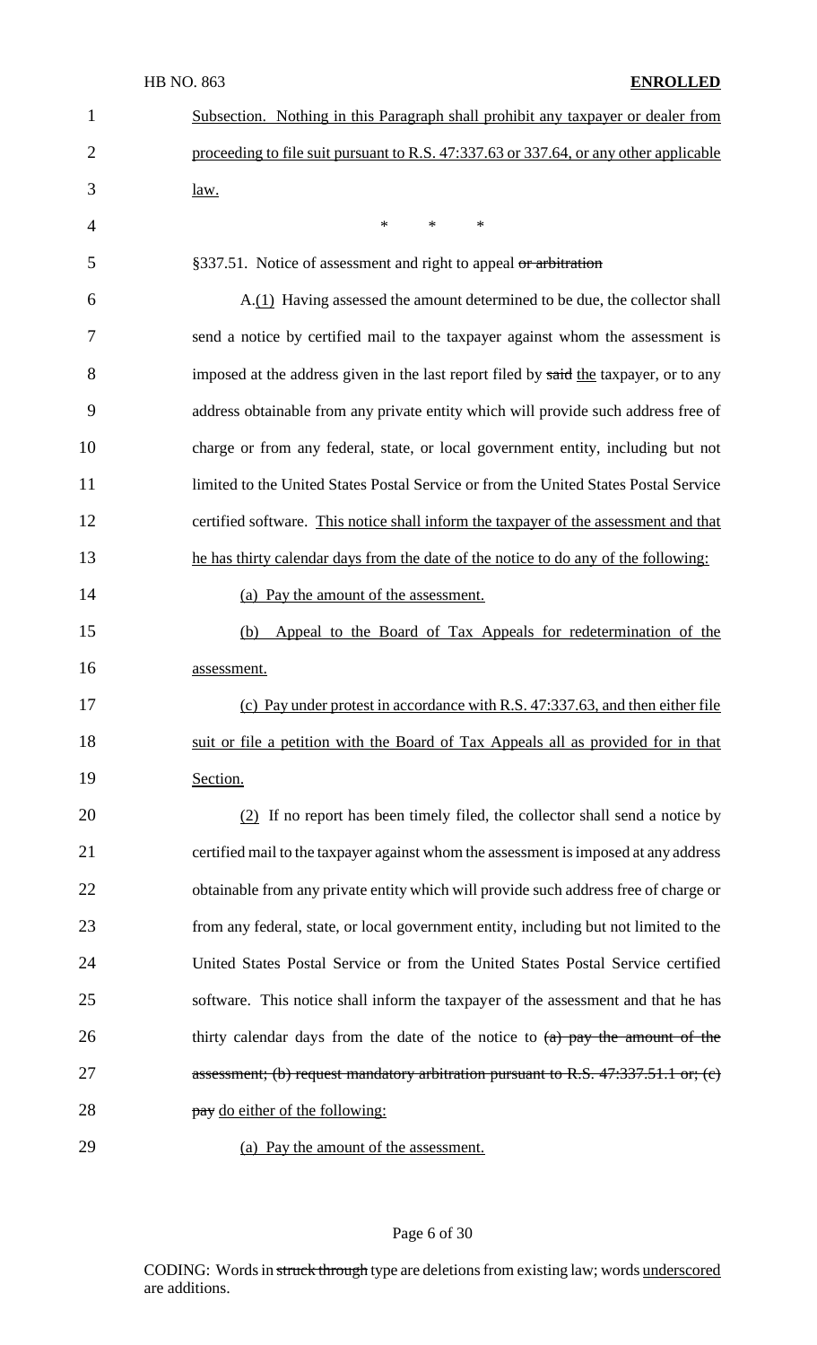Subsection. Nothing in this Paragraph shall prohibit any taxpayer or dealer from proceeding to file suit pursuant to R.S. 47:337.63 or 337.64, or any other applicable law.

\* \* \*

§337.51. Notice of assessment and right to appeal ~~or arbitration~~

A.(1) Having assessed the amount determined to be due, the collector shall send a notice by certified mail to the taxpayer against whom the assessment is imposed at the address given in the last report filed by ~~said~~ the taxpayer, or to any address obtainable from any private entity which will provide such address free of charge or from any federal, state, or local government entity, including but not limited to the United States Postal Service or from the United States Postal Service certified software. This notice shall inform the taxpayer of the assessment and that he has thirty calendar days from the date of the notice to do any of the following:

(a) Pay the amount of the assessment.

(b) Appeal to the Board of Tax Appeals for redetermination of the assessment.

(c) Pay under protest in accordance with R.S. 47:337.63, and then either file suit or file a petition with the Board of Tax Appeals all as provided for in that Section.

(2) If no report has been timely filed, the collector shall send a notice by certified mail to the taxpayer against whom the assessment is imposed at any address obtainable from any private entity which will provide such address free of charge or from any federal, state, or local government entity, including but not limited to the United States Postal Service or from the United States Postal Service certified software. This notice shall inform the taxpayer of the assessment and that he has thirty calendar days from the date of the notice to ~~(a) pay the amount of the assessment; (b) request mandatory arbitration pursuant to R.S. 47:337.51.1 or; (c) pay~~ do either of the following:

(a) Pay the amount of the assessment.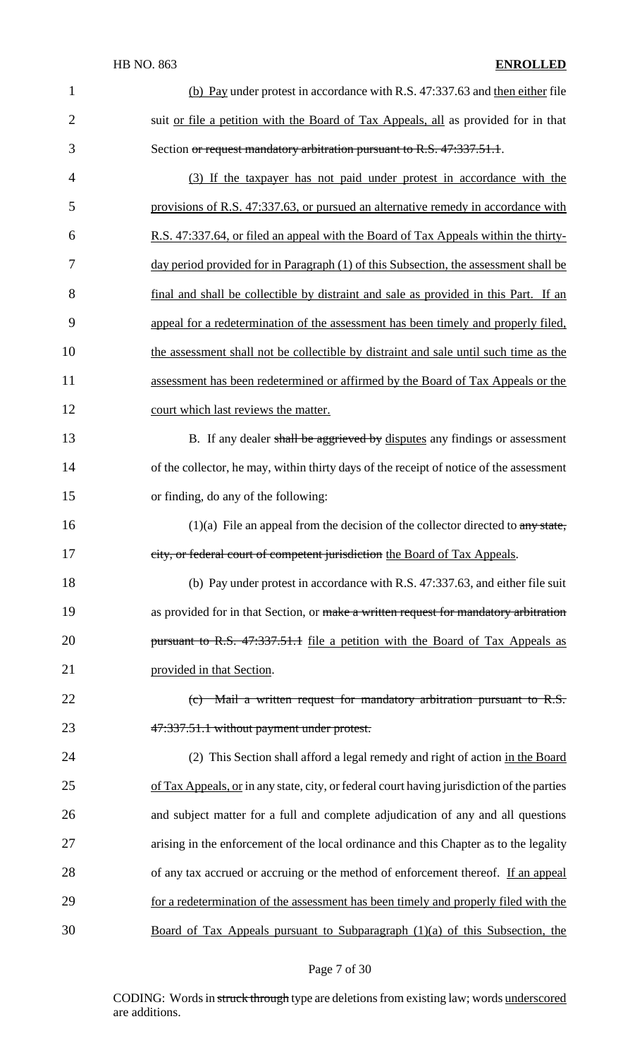(b) Pay under protest in accordance with R.S. 47:337.63 and then either file suit or file a petition with the Board of Tax Appeals, all as provided for in that Section ~~or request mandatory arbitration pursuant to R.S. 47:337.51.1~~.

(3) If the taxpayer has not paid under protest in accordance with the provisions of R.S. 47:337.63, or pursued an alternative remedy in accordance with R.S. 47:337.64, or filed an appeal with the Board of Tax Appeals within the thirty-day period provided for in Paragraph (1) of this Subsection, the assessment shall be final and shall be collectible by distraint and sale as provided in this Part. If an appeal for a redetermination of the assessment has been timely and properly filed, the assessment shall not be collectible by distraint and sale until such time as the assessment has been redetermined or affirmed by the Board of Tax Appeals or the court which last reviews the matter.

B. If any dealer ~~shall be aggrieved by~~ disputes any findings or assessment of the collector, he may, within thirty days of the receipt of notice of the assessment or finding, do any of the following:

(1)(a) File an appeal from the decision of the collector directed to ~~any state, city, or federal court of competent jurisdiction~~ the Board of Tax Appeals.

(b) Pay under protest in accordance with R.S. 47:337.63, and either file suit as provided for in that Section, or ~~make a written request for mandatory arbitration pursuant to R.S. 47:337.51.1~~ file a petition with the Board of Tax Appeals as provided in that Section.

~~(c) Mail a written request for mandatory arbitration pursuant to R.S. 47:337.51.1 without payment under protest.~~

(2) This Section shall afford a legal remedy and right of action in the Board of Tax Appeals, or in any state, city, or federal court having jurisdiction of the parties and subject matter for a full and complete adjudication of any and all questions arising in the enforcement of the local ordinance and this Chapter as to the legality of any tax accrued or accruing or the method of enforcement thereof. If an appeal for a redetermination of the assessment has been timely and properly filed with the Board of Tax Appeals pursuant to Subparagraph (1)(a) of this Subsection, the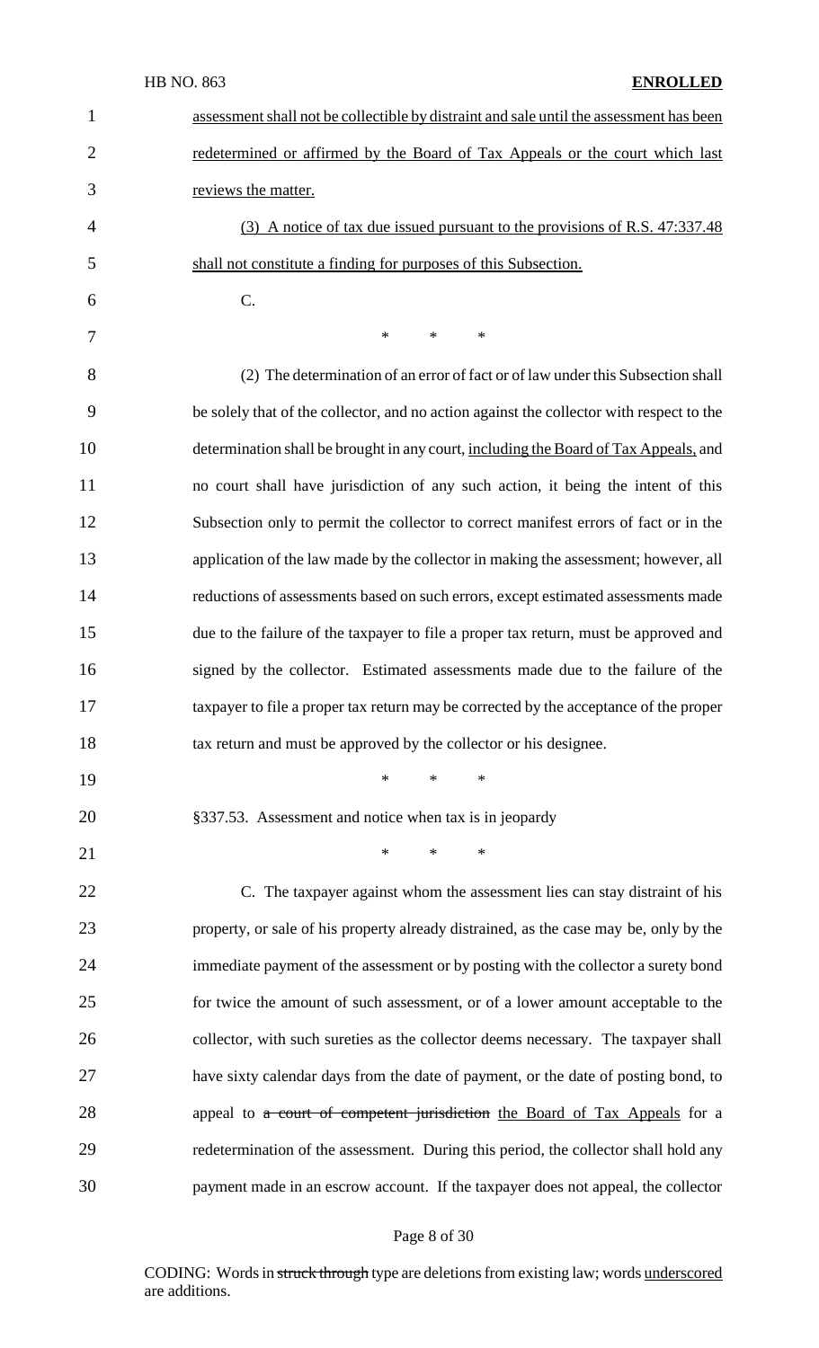assessment shall not be collectible by distraint and sale until the assessment has been redetermined or affirmed by the Board of Tax Appeals or the court which last reviews the matter.

(3) A notice of tax due issued pursuant to the provisions of R.S. 47:337.48 shall not constitute a finding for purposes of this Subsection.

C.

\* \* \*

(2) The determination of an error of fact or of law under this Subsection shall be solely that of the collector, and no action against the collector with respect to the determination shall be brought in any court, including the Board of Tax Appeals, and no court shall have jurisdiction of any such action, it being the intent of this Subsection only to permit the collector to correct manifest errors of fact or in the application of the law made by the collector in making the assessment; however, all reductions of assessments based on such errors, except estimated assessments made due to the failure of the taxpayer to file a proper tax return, must be approved and signed by the collector. Estimated assessments made due to the failure of the taxpayer to file a proper tax return may be corrected by the acceptance of the proper tax return and must be approved by the collector or his designee.

\* \* \*

§337.53. Assessment and notice when tax is in jeopardy

\* \* \*

C. The taxpayer against whom the assessment lies can stay distraint of his property, or sale of his property already distrained, as the case may be, only by the immediate payment of the assessment or by posting with the collector a surety bond for twice the amount of such assessment, or of a lower amount acceptable to the collector, with such sureties as the collector deems necessary. The taxpayer shall have sixty calendar days from the date of payment, or the date of posting bond, to appeal to ~~a court of competent jurisdiction~~ the Board of Tax Appeals for a redetermination of the assessment. During this period, the collector shall hold any payment made in an escrow account. If the taxpayer does not appeal, the collector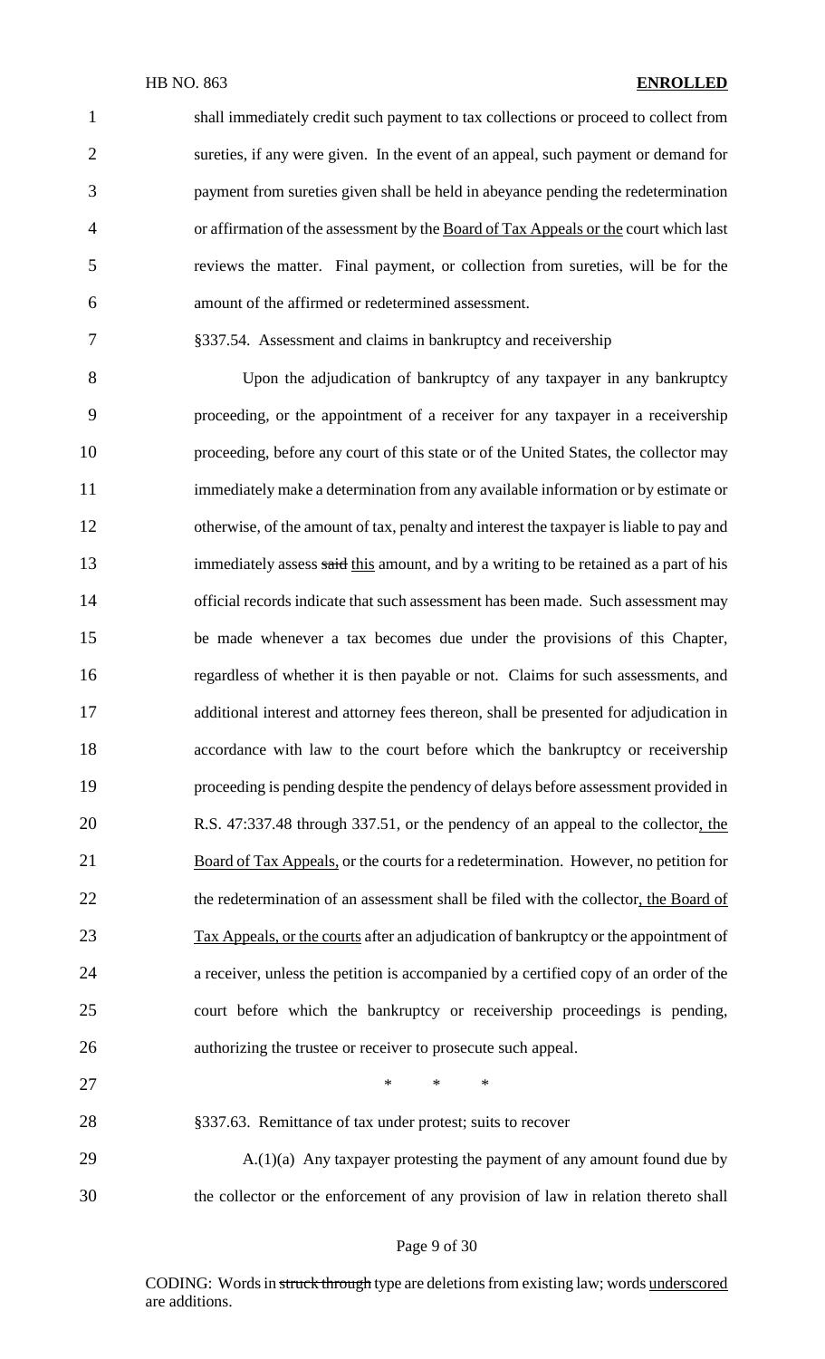shall immediately credit such payment to tax collections or proceed to collect from sureties, if any were given. In the event of an appeal, such payment or demand for payment from sureties given shall be held in abeyance pending the redetermination or affirmation of the assessment by the Board of Tax Appeals or the court which last reviews the matter. Final payment, or collection from sureties, will be for the amount of the affirmed or redetermined assessment.

§337.54. Assessment and claims in bankruptcy and receivership

Upon the adjudication of bankruptcy of any taxpayer in any bankruptcy proceeding, or the appointment of a receiver for any taxpayer in a receivership proceeding, before any court of this state or of the United States, the collector may immediately make a determination from any available information or by estimate or otherwise, of the amount of tax, penalty and interest the taxpayer is liable to pay and immediately assess ~~said~~ this amount, and by a writing to be retained as a part of his official records indicate that such assessment has been made. Such assessment may be made whenever a tax becomes due under the provisions of this Chapter, regardless of whether it is then payable or not. Claims for such assessments, and additional interest and attorney fees thereon, shall be presented for adjudication in accordance with law to the court before which the bankruptcy or receivership proceeding is pending despite the pendency of delays before assessment provided in R.S. 47:337.48 through 337.51, or the pendency of an appeal to the collector, the Board of Tax Appeals, or the courts for a redetermination. However, no petition for the redetermination of an assessment shall be filed with the collector, the Board of Tax Appeals, or the courts after an adjudication of bankruptcy or the appointment of a receiver, unless the petition is accompanied by a certified copy of an order of the court before which the bankruptcy or receivership proceedings is pending, authorizing the trustee or receiver to prosecute such appeal.

\* \* \*

§337.63. Remittance of tax under protest; suits to recover

A.(1)(a) Any taxpayer protesting the payment of any amount found due by the collector or the enforcement of any provision of law in relation thereto shall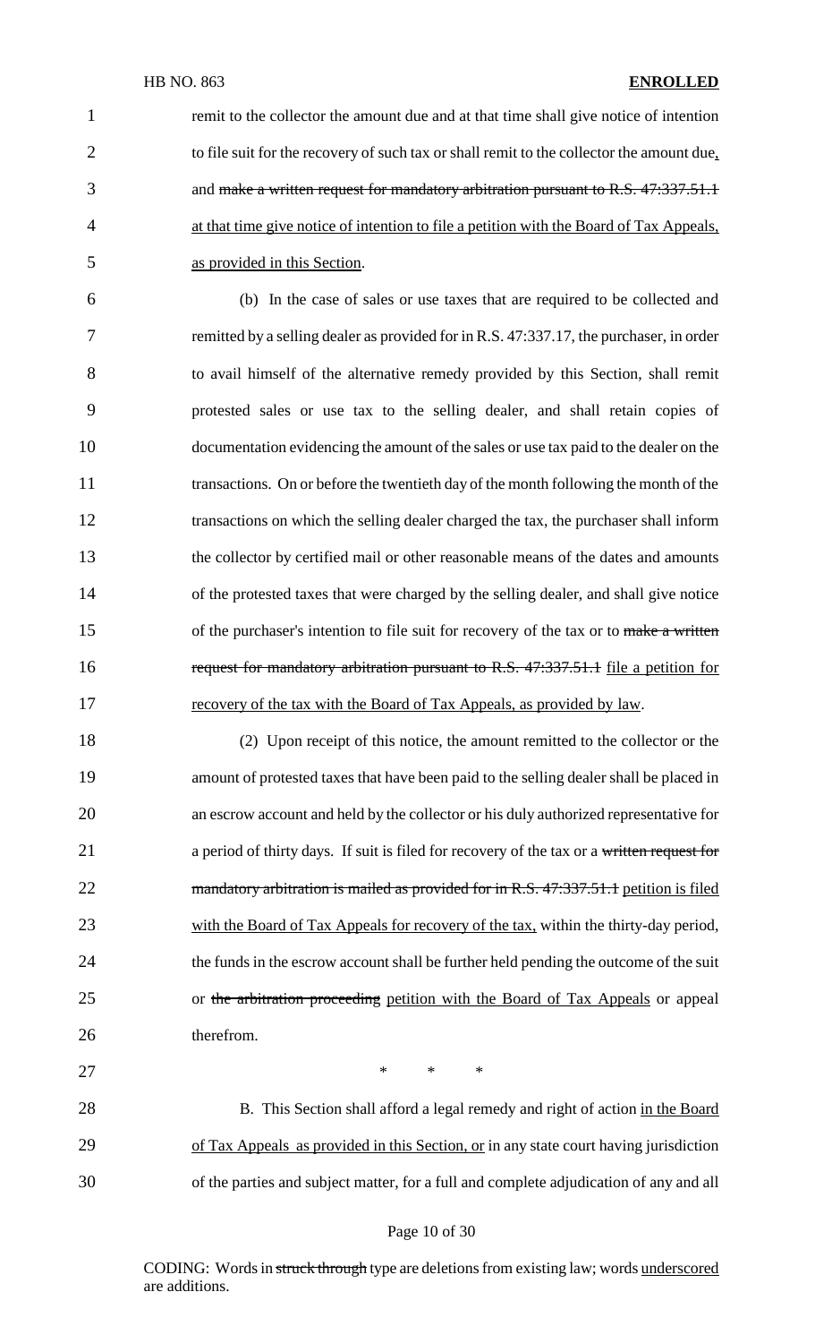remit to the collector the amount due and at that time shall give notice of intention to file suit for the recovery of such tax or shall remit to the collector the amount due, and ~~make a written request for mandatory arbitration pursuant to R.S. 47:337.51.1~~ at that time give notice of intention to file a petition with the Board of Tax Appeals, as provided in this Section.

(b) In the case of sales or use taxes that are required to be collected and remitted by a selling dealer as provided for in R.S. 47:337.17, the purchaser, in order to avail himself of the alternative remedy provided by this Section, shall remit protested sales or use tax to the selling dealer, and shall retain copies of documentation evidencing the amount of the sales or use tax paid to the dealer on the transactions. On or before the twentieth day of the month following the month of the transactions on which the selling dealer charged the tax, the purchaser shall inform the collector by certified mail or other reasonable means of the dates and amounts of the protested taxes that were charged by the selling dealer, and shall give notice of the purchaser's intention to file suit for recovery of the tax or to ~~make a written request for mandatory arbitration pursuant to R.S. 47:337.51.1~~ file a petition for recovery of the tax with the Board of Tax Appeals, as provided by law.

(2) Upon receipt of this notice, the amount remitted to the collector or the amount of protested taxes that have been paid to the selling dealer shall be placed in an escrow account and held by the collector or his duly authorized representative for a period of thirty days. If suit is filed for recovery of the tax or a ~~written request for mandatory arbitration is mailed as provided for in R.S. 47:337.51.1~~ petition is filed with the Board of Tax Appeals for recovery of the tax, within the thirty-day period, the funds in the escrow account shall be further held pending the outcome of the suit or ~~the arbitration proceeding~~ petition with the Board of Tax Appeals or appeal therefrom.

\* \* \*

B. This Section shall afford a legal remedy and right of action in the Board of Tax Appeals as provided in this Section, or in any state court having jurisdiction of the parties and subject matter, for a full and complete adjudication of any and all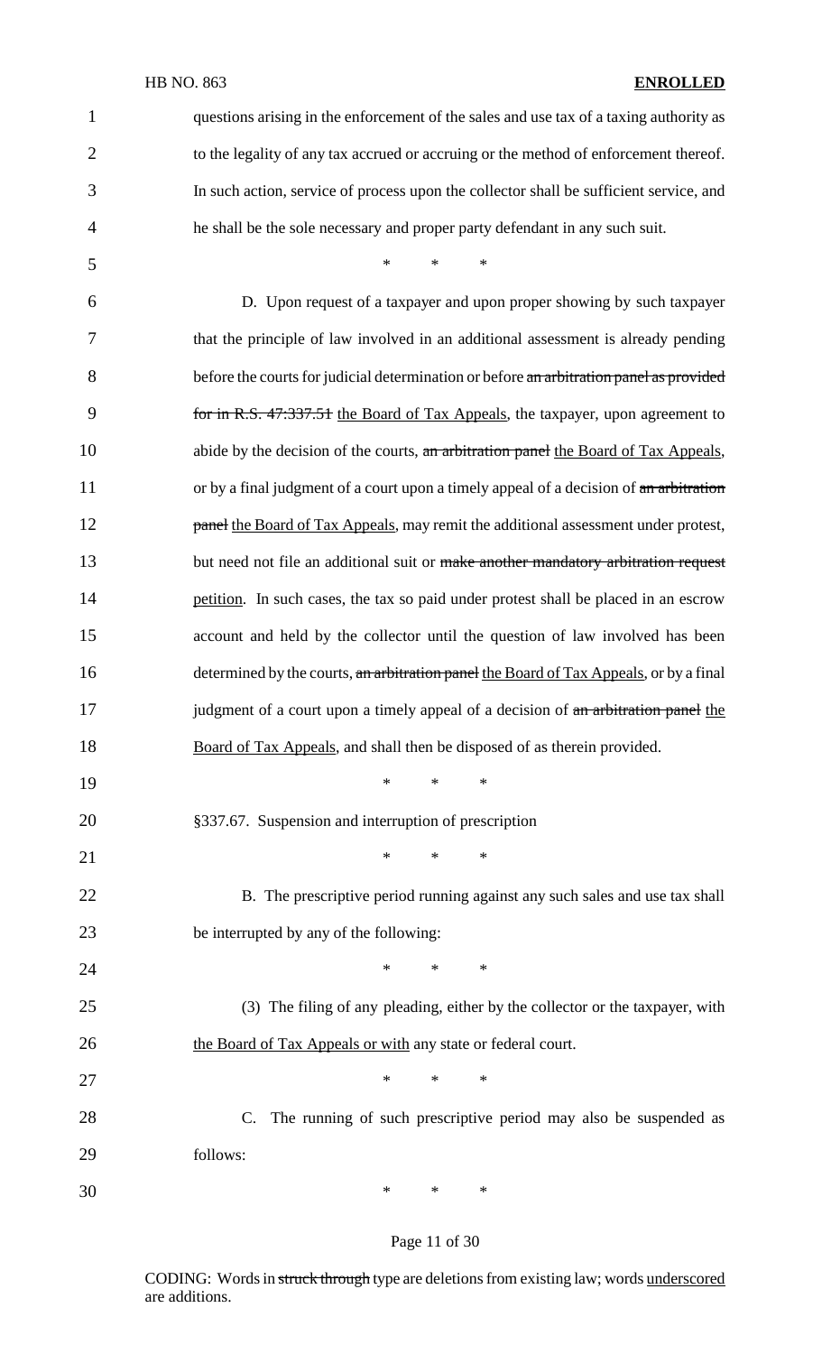questions arising in the enforcement of the sales and use tax of a taxing authority as to the legality of any tax accrued or accruing or the method of enforcement thereof. In such action, service of process upon the collector shall be sufficient service, and he shall be the sole necessary and proper party defendant in any such suit.

\* \* \*

D. Upon request of a taxpayer and upon proper showing by such taxpayer that the principle of law involved in an additional assessment is already pending before the courts for judicial determination or before ~~an arbitration panel as provided for in R.S. 47:337.51~~ the Board of Tax Appeals, the taxpayer, upon agreement to abide by the decision of the courts, ~~an arbitration panel~~ the Board of Tax Appeals, or by a final judgment of a court upon a timely appeal of a decision of ~~an arbitration panel~~ the Board of Tax Appeals, may remit the additional assessment under protest, but need not file an additional suit or ~~make another mandatory arbitration request~~ petition. In such cases, the tax so paid under protest shall be placed in an escrow account and held by the collector until the question of law involved has been determined by the courts, ~~an arbitration panel~~ the Board of Tax Appeals, or by a final judgment of a court upon a timely appeal of a decision of ~~an arbitration panel~~ the Board of Tax Appeals, and shall then be disposed of as therein provided.

\* \* \*

§337.67. Suspension and interruption of prescription

\* \* \*

B. The prescriptive period running against any such sales and use tax shall be interrupted by any of the following:

\* \* \*

(3) The filing of any pleading, either by the collector or the taxpayer, with the Board of Tax Appeals or with any state or federal court.

\* \* \*

C. The running of such prescriptive period may also be suspended as follows:

\* \* \*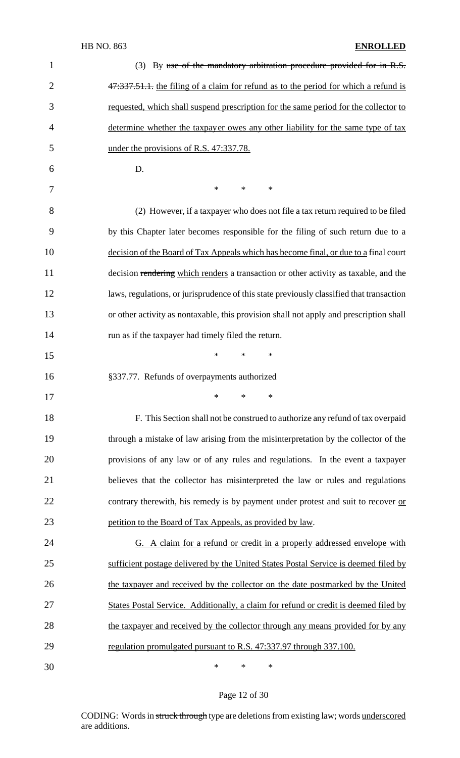(3) By ~~use of the mandatory arbitration procedure provided for in R.S. 47:337.51.1.~~ the filing of a claim for refund as to the period for which a refund is requested, which shall suspend prescription for the same period for the collector to determine whether the taxpayer owes any other liability for the same type of tax under the provisions of R.S. 47:337.78.

D.

\* \* \*

(2) However, if a taxpayer who does not file a tax return required to be filed by this Chapter later becomes responsible for the filing of such return due to a decision of the Board of Tax Appeals which has become final, or due to a final court decision ~~rendering~~ which renders a transaction or other activity as taxable, and the laws, regulations, or jurisprudence of this state previously classified that transaction or other activity as nontaxable, this provision shall not apply and prescription shall run as if the taxpayer had timely filed the return.

\* \* \*

§337.77. Refunds of overpayments authorized

\* \* \*

F. This Section shall not be construed to authorize any refund of tax overpaid through a mistake of law arising from the misinterpretation by the collector of the provisions of any law or of any rules and regulations. In the event a taxpayer believes that the collector has misinterpreted the law or rules and regulations contrary therewith, his remedy is by payment under protest and suit to recover or petition to the Board of Tax Appeals, as provided by law.

G. A claim for a refund or credit in a properly addressed envelope with sufficient postage delivered by the United States Postal Service is deemed filed by the taxpayer and received by the collector on the date postmarked by the United States Postal Service. Additionally, a claim for refund or credit is deemed filed by the taxpayer and received by the collector through any means provided for by any regulation promulgated pursuant to R.S. 47:337.97 through 337.100.

\* \* \*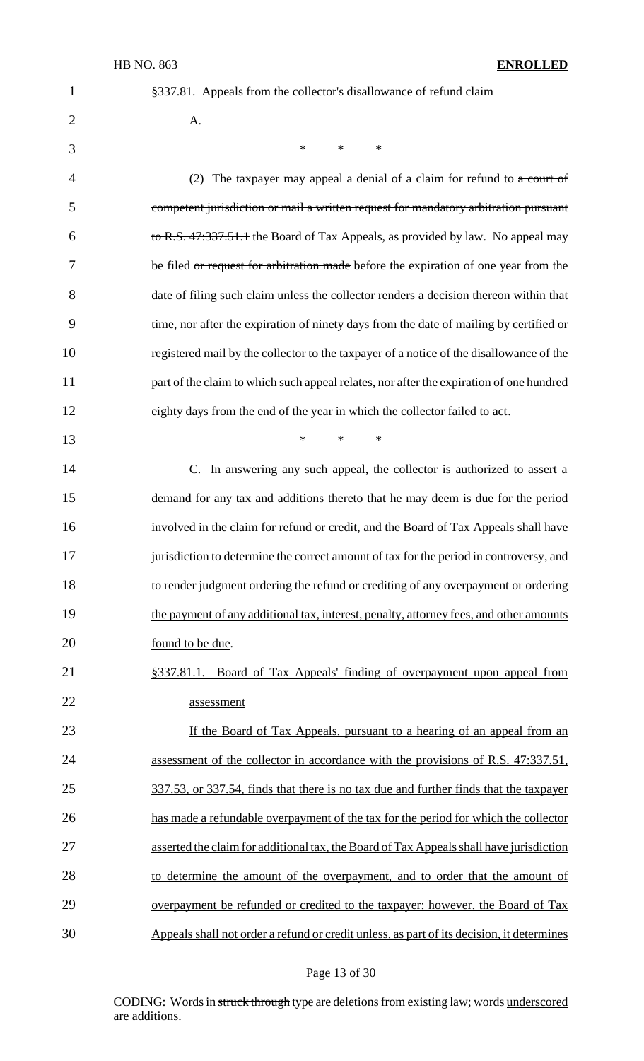§337.81. Appeals from the collector's disallowance of refund claim

A.

\* \* \*

(2) The taxpayer may appeal a denial of a claim for refund to ~~a court of competent jurisdiction or mail a written request for mandatory arbitration pursuant to R.S. 47:337.51.1~~ the Board of Tax Appeals, as provided by law. No appeal may be filed ~~or request for arbitration made~~ before the expiration of one year from the date of filing such claim unless the collector renders a decision thereon within that time, nor after the expiration of ninety days from the date of mailing by certified or registered mail by the collector to the taxpayer of a notice of the disallowance of the part of the claim to which such appeal relates, nor after the expiration of one hundred eighty days from the end of the year in which the collector failed to act.

\* \* \*

C. In answering any such appeal, the collector is authorized to assert a demand for any tax and additions thereto that he may deem is due for the period involved in the claim for refund or credit, and the Board of Tax Appeals shall have jurisdiction to determine the correct amount of tax for the period in controversy, and to render judgment ordering the refund or crediting of any overpayment or ordering the payment of any additional tax, interest, penalty, attorney fees, and other amounts found to be due.

§337.81.1. Board of Tax Appeals' finding of overpayment upon appeal from assessment

If the Board of Tax Appeals, pursuant to a hearing of an appeal from an assessment of the collector in accordance with the provisions of R.S. 47:337.51, 337.53, or 337.54, finds that there is no tax due and further finds that the taxpayer has made a refundable overpayment of the tax for the period for which the collector asserted the claim for additional tax, the Board of Tax Appeals shall have jurisdiction to determine the amount of the overpayment, and to order that the amount of overpayment be refunded or credited to the taxpayer; however, the Board of Tax Appeals shall not order a refund or credit unless, as part of its decision, it determines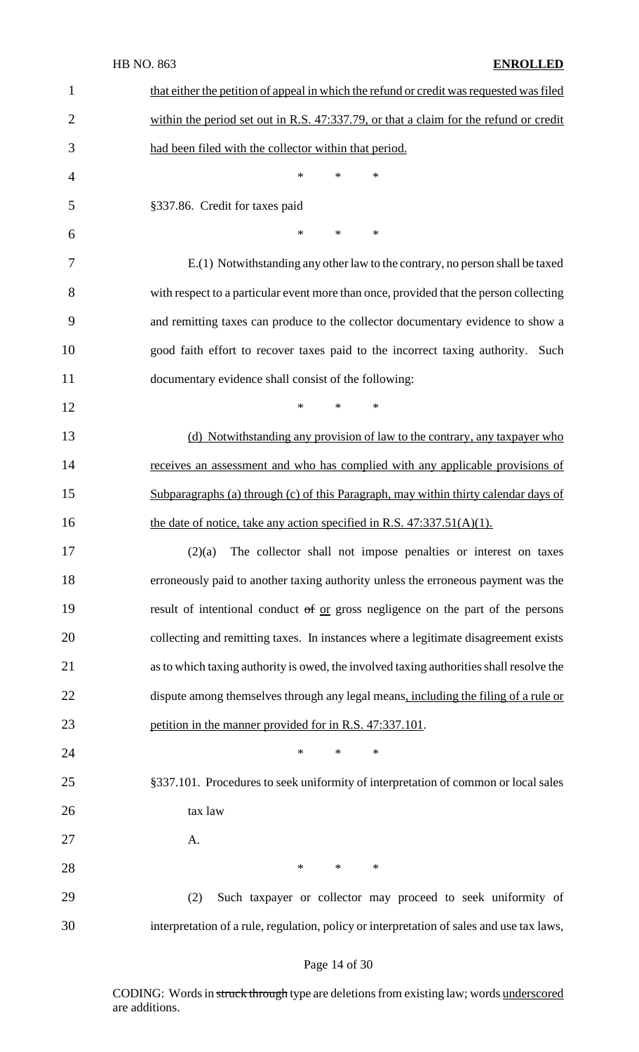that either the petition of appeal in which the refund or credit was requested was filed within the period set out in R.S. 47:337.79, or that a claim for the refund or credit had been filed with the collector within that period.

\* \* \*

§337.86. Credit for taxes paid

\* \* \*

E.(1) Notwithstanding any other law to the contrary, no person shall be taxed with respect to a particular event more than once, provided that the person collecting and remitting taxes can produce to the collector documentary evidence to show a good faith effort to recover taxes paid to the incorrect taxing authority. Such documentary evidence shall consist of the following:

\* \* \*

(d) Notwithstanding any provision of law to the contrary, any taxpayer who receives an assessment and who has complied with any applicable provisions of Subparagraphs (a) through (c) of this Paragraph, may within thirty calendar days of the date of notice, take any action specified in R.S. 47:337.51(A)(1).

(2)(a) The collector shall not impose penalties or interest on taxes erroneously paid to another taxing authority unless the erroneous payment was the result of intentional conduct ~~of~~ or gross negligence on the part of the persons collecting and remitting taxes. In instances where a legitimate disagreement exists as to which taxing authority is owed, the involved taxing authorities shall resolve the dispute among themselves through any legal means, including the filing of a rule or petition in the manner provided for in R.S. 47:337.101.

\* \* \*

§337.101. Procedures to seek uniformity of interpretation of common or local sales tax law

A.

\* \* \*

(2) Such taxpayer or collector may proceed to seek uniformity of interpretation of a rule, regulation, policy or interpretation of sales and use tax laws,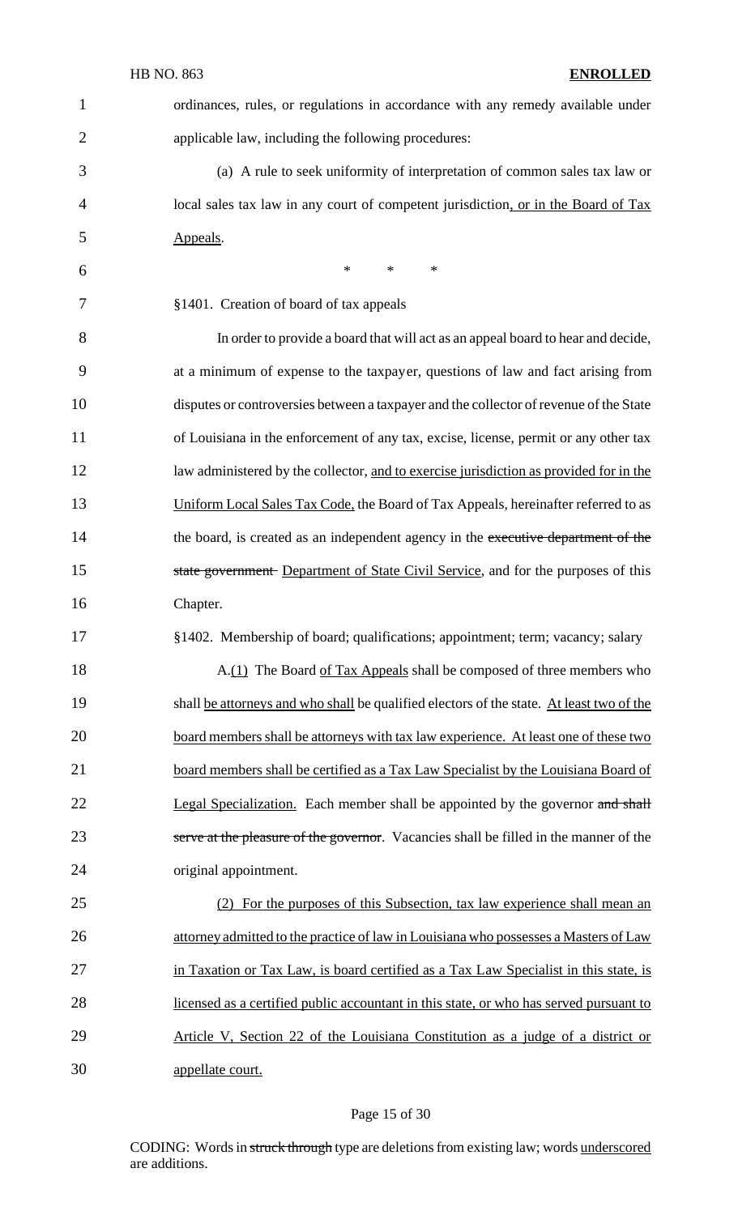ordinances, rules, or regulations in accordance with any remedy available under applicable law, including the following procedures:

(a) A rule to seek uniformity of interpretation of common sales tax law or local sales tax law in any court of competent jurisdiction, or in the Board of Tax Appeals.

\* \* \*

§1401. Creation of board of tax appeals

In order to provide a board that will act as an appeal board to hear and decide, at a minimum of expense to the taxpayer, questions of law and fact arising from disputes or controversies between a taxpayer and the collector of revenue of the State of Louisiana in the enforcement of any tax, excise, license, permit or any other tax law administered by the collector, and to exercise jurisdiction as provided for in the Uniform Local Sales Tax Code, the Board of Tax Appeals, hereinafter referred to as the board, is created as an independent agency in the ~~executive department of the state government~~ Department of State Civil Service, and for the purposes of this Chapter.

§1402. Membership of board; qualifications; appointment; term; vacancy; salary

A.(1) The Board of Tax Appeals shall be composed of three members who shall be attorneys and who shall be qualified electors of the state. At least two of the board members shall be attorneys with tax law experience. At least one of these two board members shall be certified as a Tax Law Specialist by the Louisiana Board of Legal Specialization. Each member shall be appointed by the governor ~~and shall serve at the pleasure of the governor~~. Vacancies shall be filled in the manner of the original appointment.

(2) For the purposes of this Subsection, tax law experience shall mean an attorney admitted to the practice of law in Louisiana who possesses a Masters of Law in Taxation or Tax Law, is board certified as a Tax Law Specialist in this state, is licensed as a certified public accountant in this state, or who has served pursuant to Article V, Section 22 of the Louisiana Constitution as a judge of a district or appellate court.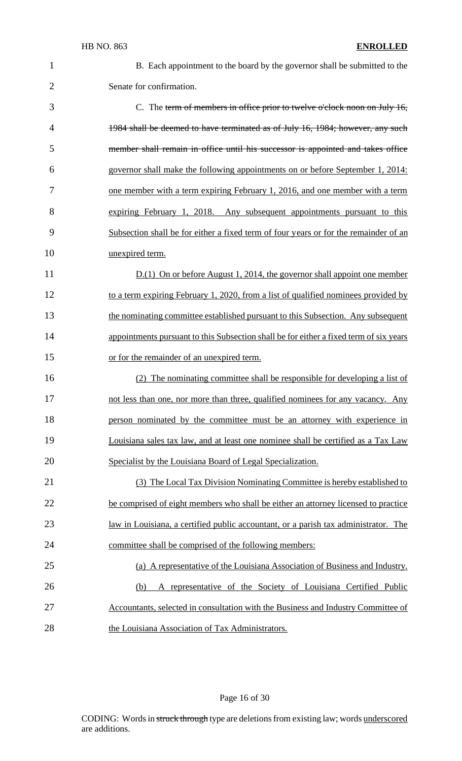B. Each appointment to the board by the governor shall be submitted to the Senate for confirmation.

C. The ~~term of members in office prior to twelve o'clock noon on July 16, 1984 shall be deemed to have terminated as of July 16, 1984; however, any such member shall remain in office until his successor is appointed and takes office~~ governor shall make the following appointments on or before September 1, 2014: one member with a term expiring February 1, 2016, and one member with a term expiring February 1, 2018. Any subsequent appointments pursuant to this Subsection shall be for either a fixed term of four years or for the remainder of an unexpired term.

D.(1) On or before August 1, 2014, the governor shall appoint one member to a term expiring February 1, 2020, from a list of qualified nominees provided by the nominating committee established pursuant to this Subsection. Any subsequent appointments pursuant to this Subsection shall be for either a fixed term of six years or for the remainder of an unexpired term.

(2) The nominating committee shall be responsible for developing a list of not less than one, nor more than three, qualified nominees for any vacancy. Any person nominated by the committee must be an attorney with experience in Louisiana sales tax law, and at least one nominee shall be certified as a Tax Law Specialist by the Louisiana Board of Legal Specialization.

(3) The Local Tax Division Nominating Committee is hereby established to be comprised of eight members who shall be either an attorney licensed to practice law in Louisiana, a certified public accountant, or a parish tax administrator. The committee shall be comprised of the following members:

(a) A representative of the Louisiana Association of Business and Industry.

(b) A representative of the Society of Louisiana Certified Public Accountants, selected in consultation with the Business and Industry Committee of the Louisiana Association of Tax Administrators.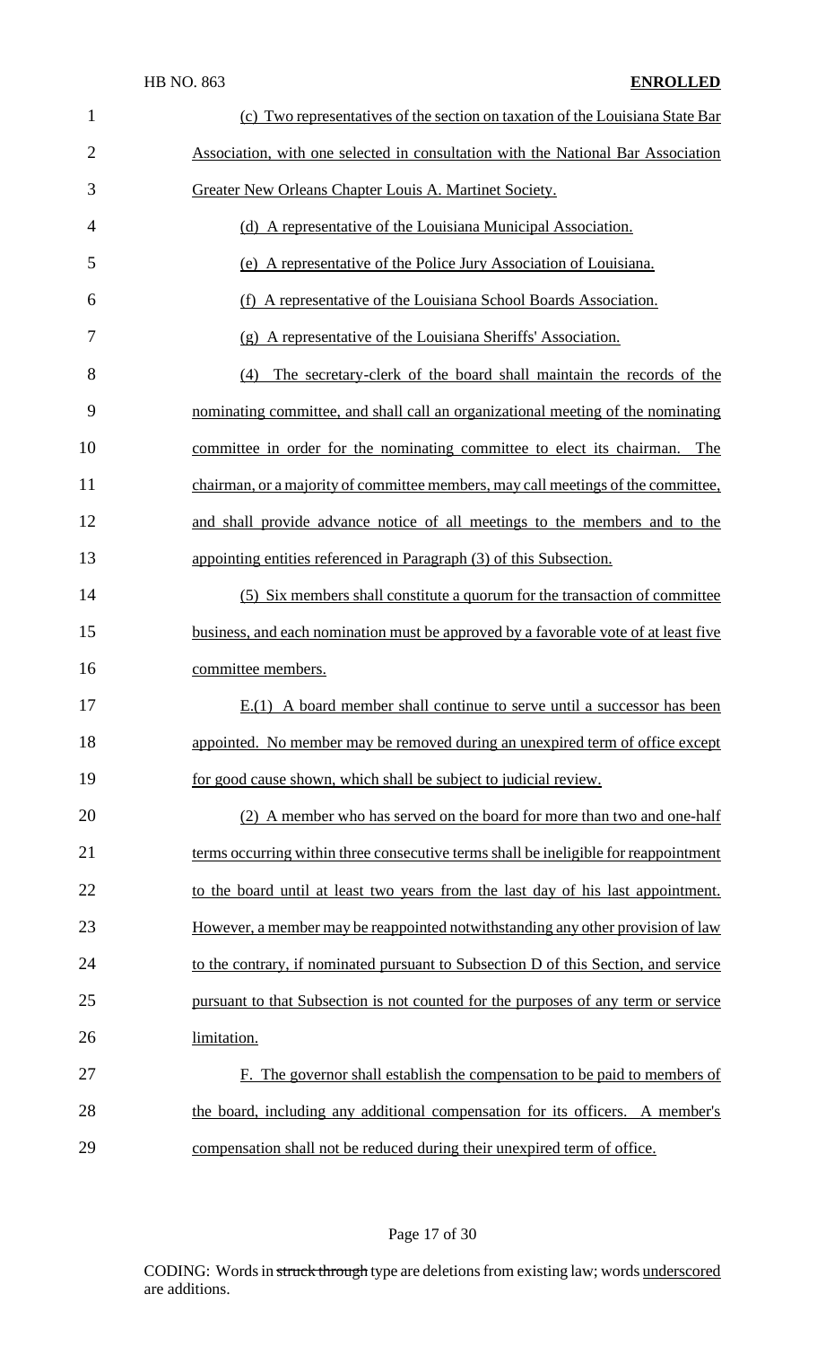(c) Two representatives of the section on taxation of the Louisiana State Bar Association, with one selected in consultation with the National Bar Association Greater New Orleans Chapter Louis A. Martinet Society.

(d) A representative of the Louisiana Municipal Association.

(e) A representative of the Police Jury Association of Louisiana.

(f) A representative of the Louisiana School Boards Association.

(g) A representative of the Louisiana Sheriffs' Association.

(4) The secretary-clerk of the board shall maintain the records of the nominating committee, and shall call an organizational meeting of the nominating committee in order for the nominating committee to elect its chairman. The chairman, or a majority of committee members, may call meetings of the committee, and shall provide advance notice of all meetings to the members and to the appointing entities referenced in Paragraph (3) of this Subsection.

(5) Six members shall constitute a quorum for the transaction of committee business, and each nomination must be approved by a favorable vote of at least five committee members.

E.(1) A board member shall continue to serve until a successor has been appointed. No member may be removed during an unexpired term of office except for good cause shown, which shall be subject to judicial review.

(2) A member who has served on the board for more than two and one-half terms occurring within three consecutive terms shall be ineligible for reappointment to the board until at least two years from the last day of his last appointment. However, a member may be reappointed notwithstanding any other provision of law to the contrary, if nominated pursuant to Subsection D of this Section, and service pursuant to that Subsection is not counted for the purposes of any term or service limitation.

F. The governor shall establish the compensation to be paid to members of the board, including any additional compensation for its officers. A member's compensation shall not be reduced during their unexpired term of office.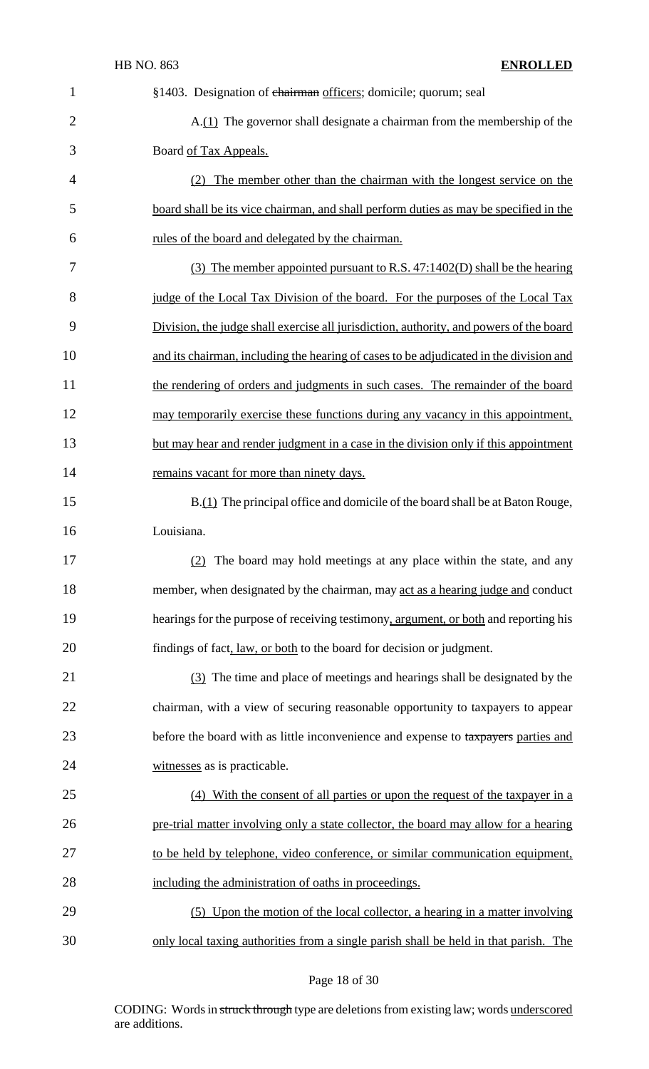§1403. Designation of ~~chairman~~ officers; domicile; quorum; seal

A.(1) The governor shall designate a chairman from the membership of the Board of Tax Appeals.

(2) The member other than the chairman with the longest service on the board shall be its vice chairman, and shall perform duties as may be specified in the rules of the board and delegated by the chairman.

(3) The member appointed pursuant to R.S. 47:1402(D) shall be the hearing judge of the Local Tax Division of the board. For the purposes of the Local Tax Division, the judge shall exercise all jurisdiction, authority, and powers of the board and its chairman, including the hearing of cases to be adjudicated in the division and the rendering of orders and judgments in such cases. The remainder of the board may temporarily exercise these functions during any vacancy in this appointment, but may hear and render judgment in a case in the division only if this appointment remains vacant for more than ninety days.

B.(1) The principal office and domicile of the board shall be at Baton Rouge, Louisiana.

(2) The board may hold meetings at any place within the state, and any member, when designated by the chairman, may act as a hearing judge and conduct hearings for the purpose of receiving testimony, argument, or both and reporting his findings of fact, law, or both to the board for decision or judgment.

(3) The time and place of meetings and hearings shall be designated by the chairman, with a view of securing reasonable opportunity to taxpayers to appear before the board with as little inconvenience and expense to ~~taxpayers~~ parties and witnesses as is practicable.

(4) With the consent of all parties or upon the request of the taxpayer in a pre-trial matter involving only a state collector, the board may allow for a hearing to be held by telephone, video conference, or similar communication equipment, including the administration of oaths in proceedings.

(5) Upon the motion of the local collector, a hearing in a matter involving only local taxing authorities from a single parish shall be held in that parish. The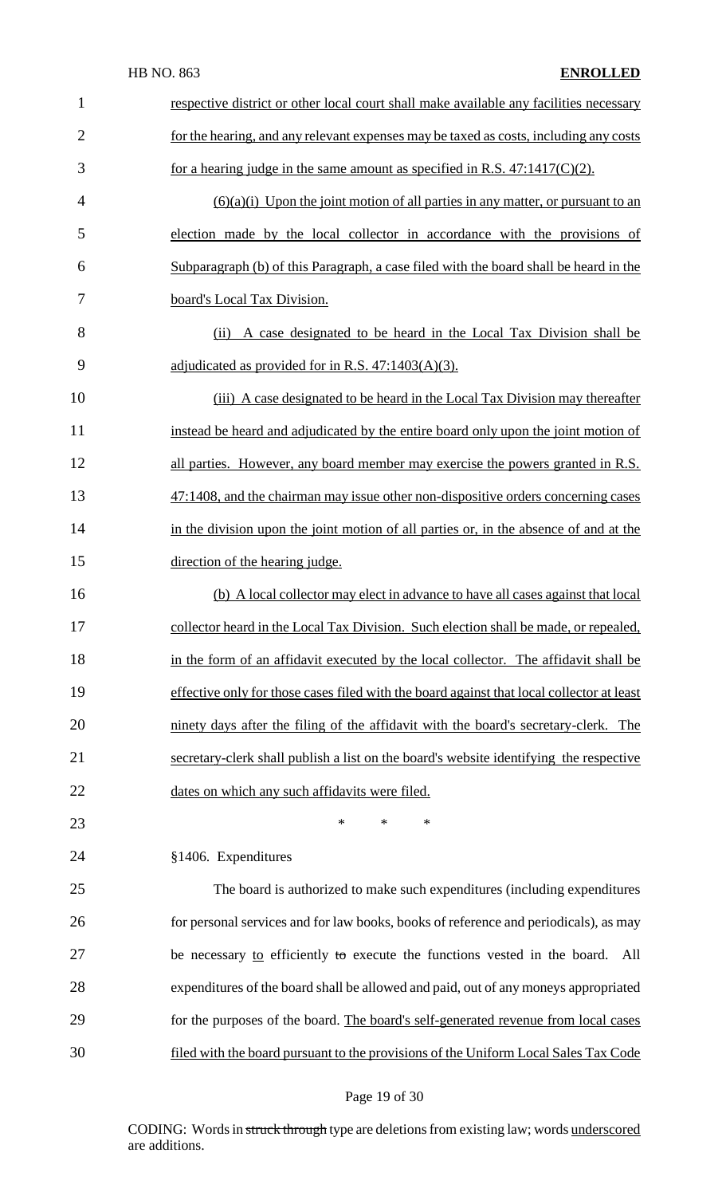respective district or other local court shall make available any facilities necessary for the hearing, and any relevant expenses may be taxed as costs, including any costs for a hearing judge in the same amount as specified in R.S. 47:1417(C)(2).

(6)(a)(i) Upon the joint motion of all parties in any matter, or pursuant to an election made by the local collector in accordance with the provisions of Subparagraph (b) of this Paragraph, a case filed with the board shall be heard in the board's Local Tax Division.

(ii) A case designated to be heard in the Local Tax Division shall be adjudicated as provided for in R.S. 47:1403(A)(3).

(iii) A case designated to be heard in the Local Tax Division may thereafter instead be heard and adjudicated by the entire board only upon the joint motion of all parties. However, any board member may exercise the powers granted in R.S. 47:1408, and the chairman may issue other non-dispositive orders concerning cases in the division upon the joint motion of all parties or, in the absence of and at the direction of the hearing judge.

(b) A local collector may elect in advance to have all cases against that local collector heard in the Local Tax Division. Such election shall be made, or repealed, in the form of an affidavit executed by the local collector. The affidavit shall be effective only for those cases filed with the board against that local collector at least ninety days after the filing of the affidavit with the board's secretary-clerk. The secretary-clerk shall publish a list on the board's website identifying the respective dates on which any such affidavits were filed.

\* \* \*

§1406. Expenditures

The board is authorized to make such expenditures (including expenditures for personal services and for law books, books of reference and periodicals), as may be necessary to efficiently ~~to~~ execute the functions vested in the board. All expenditures of the board shall be allowed and paid, out of any moneys appropriated for the purposes of the board. The board's self-generated revenue from local cases filed with the board pursuant to the provisions of the Uniform Local Sales Tax Code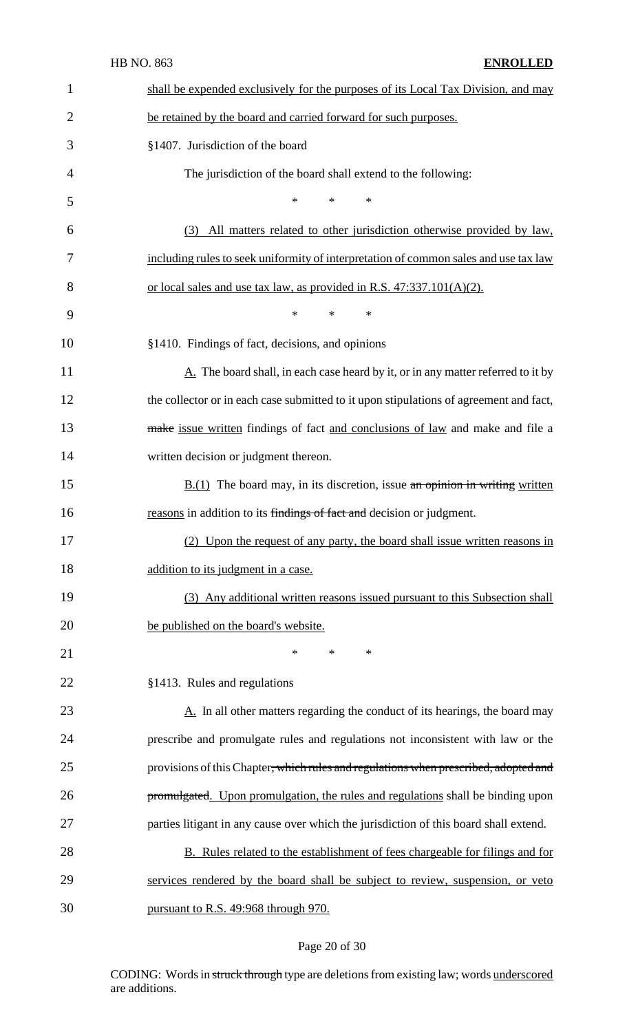shall be expended exclusively for the purposes of its Local Tax Division, and may be retained by the board and carried forward for such purposes.

§1407. Jurisdiction of the board

The jurisdiction of the board shall extend to the following:

\* \* \*

(3) All matters related to other jurisdiction otherwise provided by law, including rules to seek uniformity of interpretation of common sales and use tax law or local sales and use tax law, as provided in R.S. 47:337.101(A)(2).

\* \* \*

§1410. Findings of fact, decisions, and opinions

A. The board shall, in each case heard by it, or in any matter referred to it by the collector or in each case submitted to it upon stipulations of agreement and fact, ~~make~~ issue written findings of fact and conclusions of law and make and file a written decision or judgment thereon.

B.(1) The board may, in its discretion, issue ~~an opinion in writing~~ written reasons in addition to its ~~findings of fact and~~ decision or judgment.

(2) Upon the request of any party, the board shall issue written reasons in addition to its judgment in a case.

(3) Any additional written reasons issued pursuant to this Subsection shall be published on the board's website.

\* \* \*

§1413. Rules and regulations

A. In all other matters regarding the conduct of its hearings, the board may prescribe and promulgate rules and regulations not inconsistent with law or the provisions of this Chapter~~, which rules and regulations when prescribed, adopted and promulgated~~. Upon promulgation, the rules and regulations shall be binding upon parties litigant in any cause over which the jurisdiction of this board shall extend.

B. Rules related to the establishment of fees chargeable for filings and for services rendered by the board shall be subject to review, suspension, or veto pursuant to R.S. 49:968 through 970.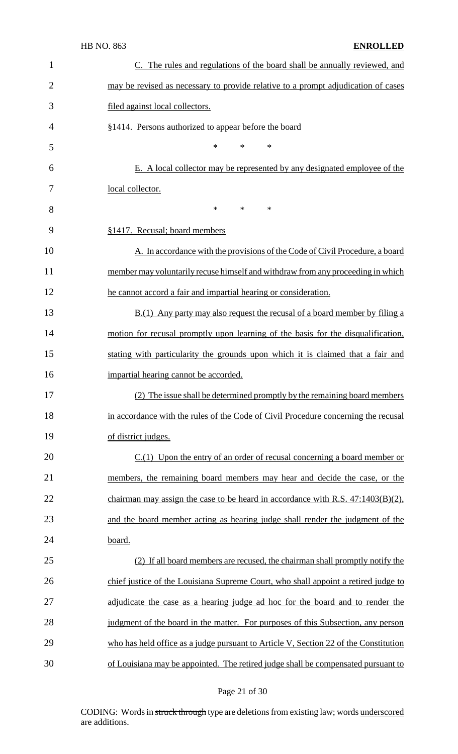C. The rules and regulations of the board shall be annually reviewed, and may be revised as necessary to provide relative to a prompt adjudication of cases filed against local collectors.

§1414. Persons authorized to appear before the board

\* \* \*

E. A local collector may be represented by any designated employee of the local collector.

\* \* \*

§1417. Recusal; board members

A. In accordance with the provisions of the Code of Civil Procedure, a board member may voluntarily recuse himself and withdraw from any proceeding in which he cannot accord a fair and impartial hearing or consideration.

B.(1) Any party may also request the recusal of a board member by filing a motion for recusal promptly upon learning of the basis for the disqualification, stating with particularity the grounds upon which it is claimed that a fair and impartial hearing cannot be accorded.

(2) The issue shall be determined promptly by the remaining board members in accordance with the rules of the Code of Civil Procedure concerning the recusal of district judges.

C.(1) Upon the entry of an order of recusal concerning a board member or members, the remaining board members may hear and decide the case, or the chairman may assign the case to be heard in accordance with R.S. 47:1403(B)(2), and the board member acting as hearing judge shall render the judgment of the board.

(2) If all board members are recused, the chairman shall promptly notify the chief justice of the Louisiana Supreme Court, who shall appoint a retired judge to adjudicate the case as a hearing judge ad hoc for the board and to render the judgment of the board in the matter. For purposes of this Subsection, any person who has held office as a judge pursuant to Article V, Section 22 of the Constitution of Louisiana may be appointed. The retired judge shall be compensated pursuant to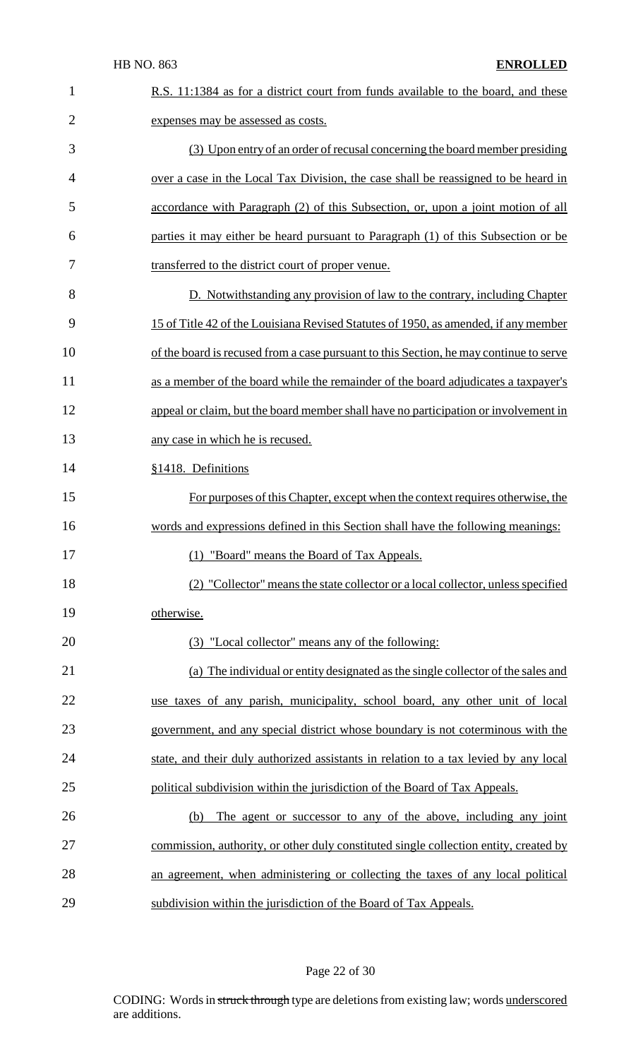R.S. 11:1384 as for a district court from funds available to the board, and these expenses may be assessed as costs.

(3) Upon entry of an order of recusal concerning the board member presiding over a case in the Local Tax Division, the case shall be reassigned to be heard in accordance with Paragraph (2) of this Subsection, or, upon a joint motion of all parties it may either be heard pursuant to Paragraph (1) of this Subsection or be transferred to the district court of proper venue.

D. Notwithstanding any provision of law to the contrary, including Chapter 15 of Title 42 of the Louisiana Revised Statutes of 1950, as amended, if any member of the board is recused from a case pursuant to this Section, he may continue to serve as a member of the board while the remainder of the board adjudicates a taxpayer's appeal or claim, but the board member shall have no participation or involvement in any case in which he is recused.

§1418. Definitions

For purposes of this Chapter, except when the context requires otherwise, the words and expressions defined in this Section shall have the following meanings:

(1) "Board" means the Board of Tax Appeals.

(2) "Collector" means the state collector or a local collector, unless specified otherwise.

(3) "Local collector" means any of the following:

(a) The individual or entity designated as the single collector of the sales and use taxes of any parish, municipality, school board, any other unit of local government, and any special district whose boundary is not coterminous with the state, and their duly authorized assistants in relation to a tax levied by any local political subdivision within the jurisdiction of the Board of Tax Appeals.

(b) The agent or successor to any of the above, including any joint commission, authority, or other duly constituted single collection entity, created by an agreement, when administering or collecting the taxes of any local political subdivision within the jurisdiction of the Board of Tax Appeals.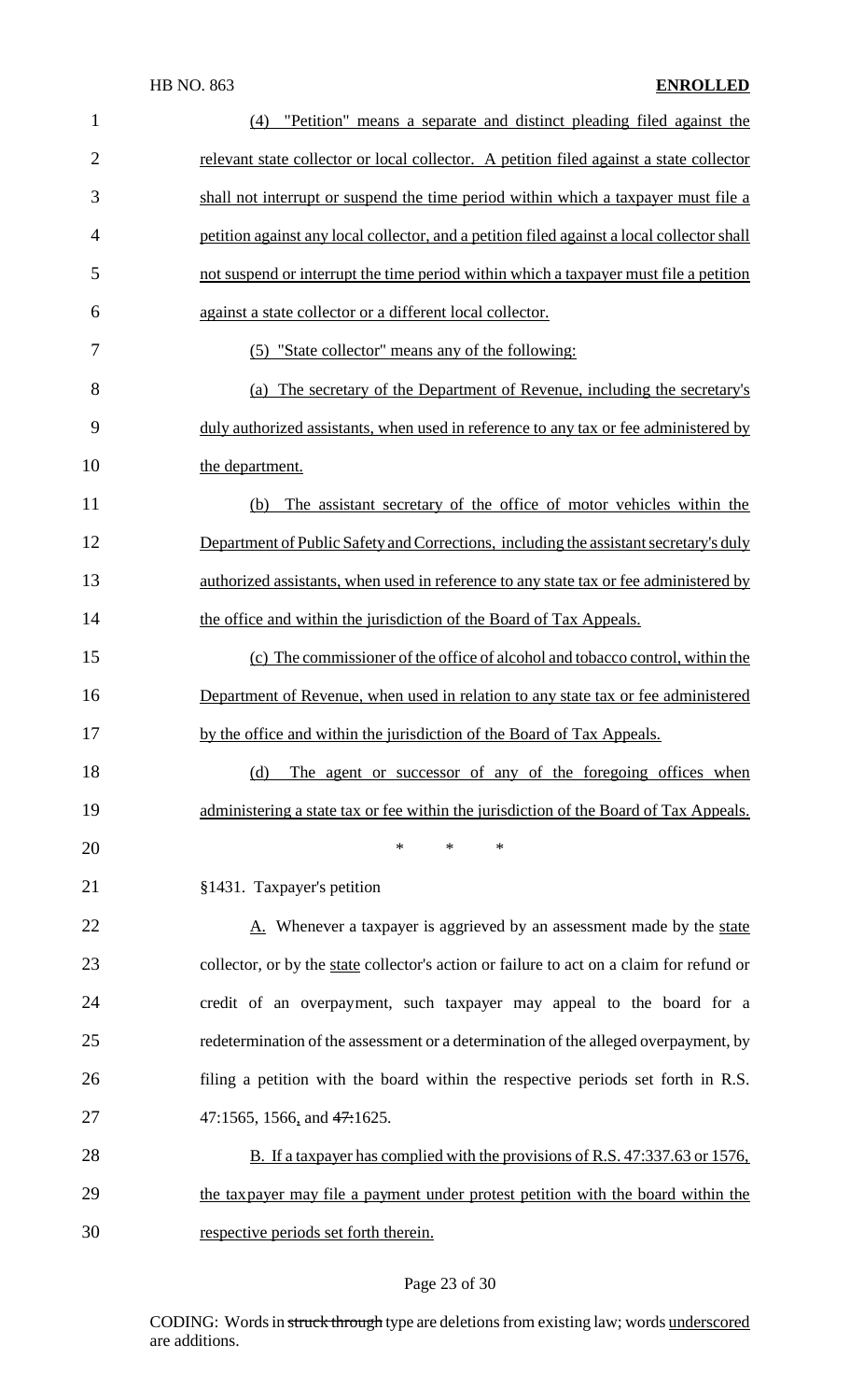(4) "Petition" means a separate and distinct pleading filed against the relevant state collector or local collector. A petition filed against a state collector shall not interrupt or suspend the time period within which a taxpayer must file a petition against any local collector, and a petition filed against a local collector shall not suspend or interrupt the time period within which a taxpayer must file a petition against a state collector or a different local collector.

(5) "State collector" means any of the following:

(a) The secretary of the Department of Revenue, including the secretary's duly authorized assistants, when used in reference to any tax or fee administered by the department.

(b) The assistant secretary of the office of motor vehicles within the Department of Public Safety and Corrections, including the assistant secretary's duly authorized assistants, when used in reference to any state tax or fee administered by the office and within the jurisdiction of the Board of Tax Appeals.

(c) The commissioner of the office of alcohol and tobacco control, within the Department of Revenue, when used in relation to any state tax or fee administered by the office and within the jurisdiction of the Board of Tax Appeals.

(d) The agent or successor of any of the foregoing offices when administering a state tax or fee within the jurisdiction of the Board of Tax Appeals.

\* \* \*

§1431. Taxpayer's petition

A. Whenever a taxpayer is aggrieved by an assessment made by the state collector, or by the state collector's action or failure to act on a claim for refund or credit of an overpayment, such taxpayer may appeal to the board for a redetermination of the assessment or a determination of the alleged overpayment, by filing a petition with the board within the respective periods set forth in R.S. 47:1565, 1566, and 47:1625.

B. If a taxpayer has complied with the provisions of R.S. 47:337.63 or 1576, the taxpayer may file a payment under protest petition with the board within the respective periods set forth therein.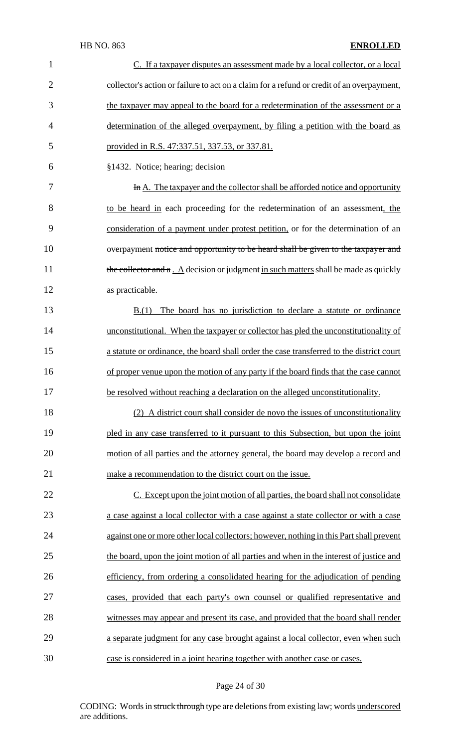C. If a taxpayer disputes an assessment made by a local collector, or a local collector's action or failure to act on a claim for a refund or credit of an overpayment, the taxpayer may appeal to the board for a redetermination of the assessment or a determination of the alleged overpayment, by filing a petition with the board as provided in R.S. 47:337.51, 337.53, or 337.81.

§1432. Notice; hearing; decision

~~In~~ A. The taxpayer and the collector shall be afforded notice and opportunity to be heard in each proceeding for the redetermination of an assessment, the consideration of a payment under protest petition, or for the determination of an overpayment ~~notice and opportunity to be heard shall be given to the taxpayer and the collector and a~~ . A decision or judgment in such matters shall be made as quickly as practicable.

B.(1) The board has no jurisdiction to declare a statute or ordinance unconstitutional. When the taxpayer or collector has pled the unconstitutionality of a statute or ordinance, the board shall order the case transferred to the district court of proper venue upon the motion of any party if the board finds that the case cannot be resolved without reaching a declaration on the alleged unconstitutionality.

(2) A district court shall consider de novo the issues of unconstitutionality pled in any case transferred to it pursuant to this Subsection, but upon the joint motion of all parties and the attorney general, the board may develop a record and make a recommendation to the district court on the issue.

C. Except upon the joint motion of all parties, the board shall not consolidate a case against a local collector with a case against a state collector or with a case against one or more other local collectors; however, nothing in this Part shall prevent the board, upon the joint motion of all parties and when in the interest of justice and efficiency, from ordering a consolidated hearing for the adjudication of pending cases, provided that each party's own counsel or qualified representative and witnesses may appear and present its case, and provided that the board shall render a separate judgment for any case brought against a local collector, even when such case is considered in a joint hearing together with another case or cases.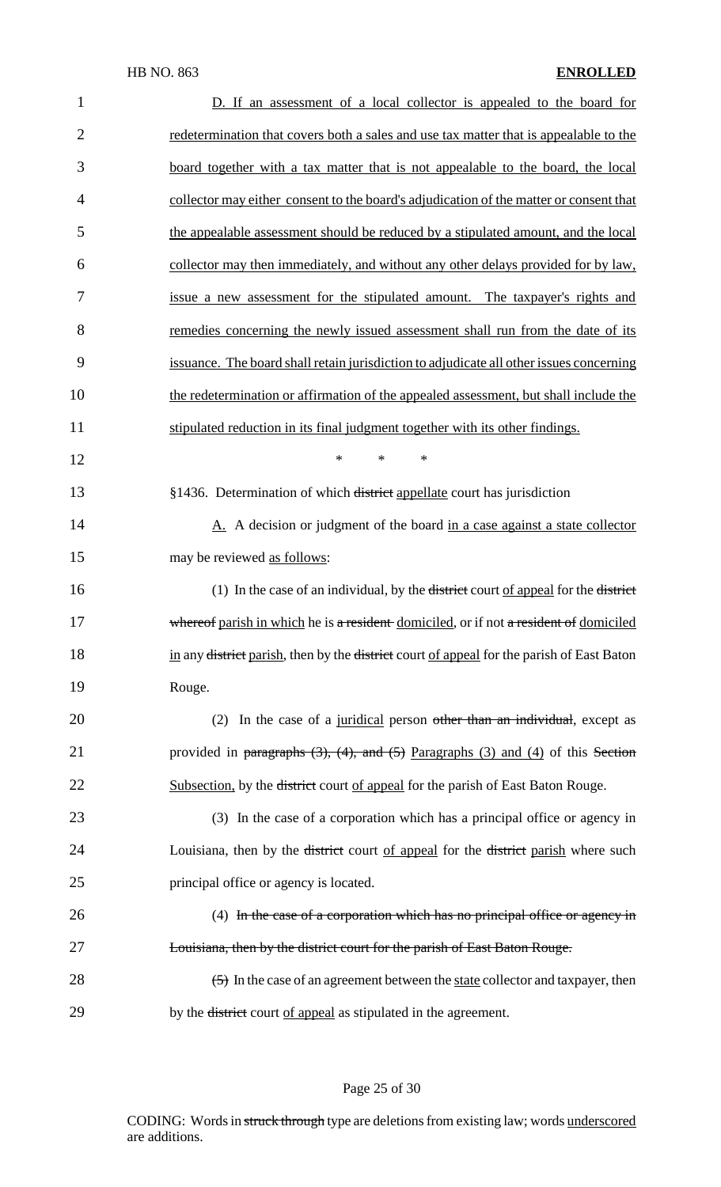D. If an assessment of a local collector is appealed to the board for redetermination that covers both a sales and use tax matter that is appealable to the board together with a tax matter that is not appealable to the board, the local collector may either consent to the board's adjudication of the matter or consent that the appealable assessment should be reduced by a stipulated amount, and the local collector may then immediately, and without any other delays provided for by law, issue a new assessment for the stipulated amount. The taxpayer's rights and remedies concerning the newly issued assessment shall run from the date of its issuance. The board shall retain jurisdiction to adjudicate all other issues concerning the redetermination or affirmation of the appealed assessment, but shall include the stipulated reduction in its final judgment together with its other findings.

\* \* \*

§1436. Determination of which ~~district~~ appellate court has jurisdiction

A. A decision or judgment of the board in a case against a state collector may be reviewed as follows:

(1) In the case of an individual, by the ~~district~~ court of appeal for the ~~district whereof~~ parish in which he is ~~a resident~~ domiciled, or if not ~~a resident of~~ domiciled in any ~~district~~ parish, then by the ~~district~~ court of appeal for the parish of East Baton Rouge.

(2) In the case of a juridical person ~~other than an individual~~, except as provided in ~~paragraphs (3), (4), and (5)~~ Paragraphs (3) and (4) of this ~~Section~~ Subsection, by the ~~district~~ court of appeal for the parish of East Baton Rouge.

(3) In the case of a corporation which has a principal office or agency in Louisiana, then by the ~~district~~ court of appeal for the ~~district~~ parish where such principal office or agency is located.

(4) ~~In the case of a corporation which has no principal office or agency in Louisiana, then by the district court for the parish of East Baton Rouge.~~

~~(5)~~ In the case of an agreement between the state collector and taxpayer, then by the ~~district~~ court of appeal as stipulated in the agreement.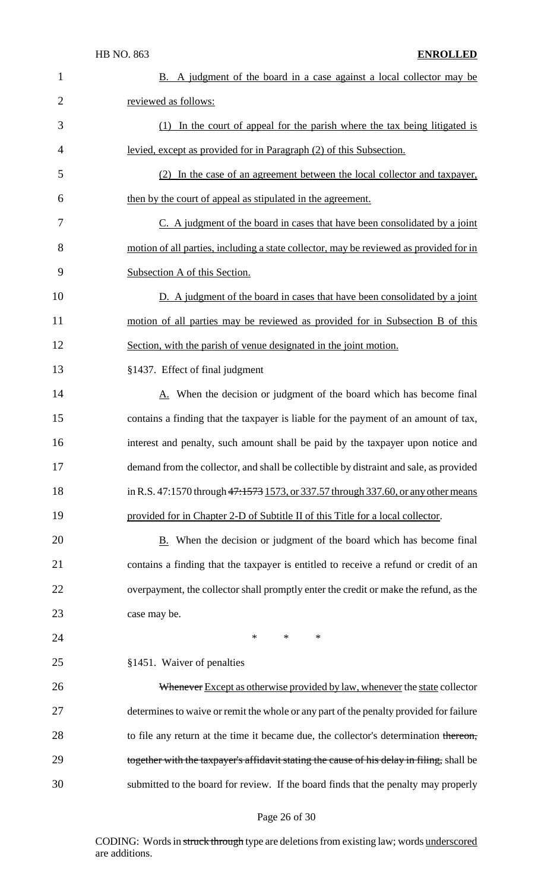B. A judgment of the board in a case against a local collector may be reviewed as follows:

(1) In the court of appeal for the parish where the tax being litigated is levied, except as provided for in Paragraph (2) of this Subsection.

(2) In the case of an agreement between the local collector and taxpayer, then by the court of appeal as stipulated in the agreement.

C. A judgment of the board in cases that have been consolidated by a joint motion of all parties, including a state collector, may be reviewed as provided for in Subsection A of this Section.

D. A judgment of the board in cases that have been consolidated by a joint motion of all parties may be reviewed as provided for in Subsection B of this Section, with the parish of venue designated in the joint motion.

§1437. Effect of final judgment

A. When the decision or judgment of the board which has become final contains a finding that the taxpayer is liable for the payment of an amount of tax, interest and penalty, such amount shall be paid by the taxpayer upon notice and demand from the collector, and shall be collectible by distraint and sale, as provided in R.S. 47:1570 through ~~47:1573~~ 1573, or 337.57 through 337.60, or any other means provided for in Chapter 2-D of Subtitle II of this Title for a local collector.

B. When the decision or judgment of the board which has become final contains a finding that the taxpayer is entitled to receive a refund or credit of an overpayment, the collector shall promptly enter the credit or make the refund, as the case may be.

\* \* \*

§1451. Waiver of penalties

~~Whenever~~ Except as otherwise provided by law, whenever the state collector determines to waive or remit the whole or any part of the penalty provided for failure to file any return at the time it became due, the collector's determination ~~thereon, together with the taxpayer's affidavit stating the cause of his delay in filing,~~ shall be submitted to the board for review. If the board finds that the penalty may properly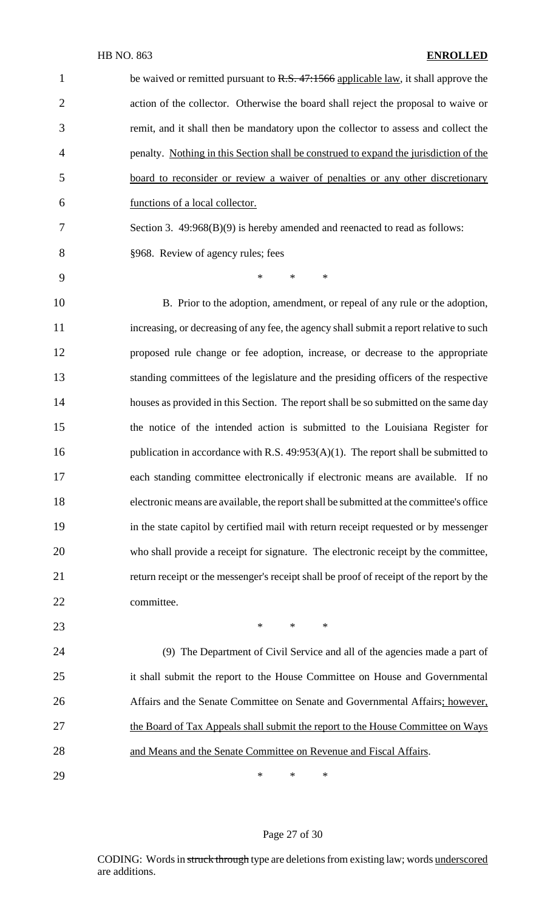be waived or remitted pursuant to ~~R.S. 47:1566~~ applicable law, it shall approve the action of the collector. Otherwise the board shall reject the proposal to waive or remit, and it shall then be mandatory upon the collector to assess and collect the penalty. Nothing in this Section shall be construed to expand the jurisdiction of the board to reconsider or review a waiver of penalties or any other discretionary functions of a local collector.

Section 3. 49:968(B)(9) is hereby amended and reenacted to read as follows:

§968. Review of agency rules; fees

\* \* \*

B. Prior to the adoption, amendment, or repeal of any rule or the adoption, increasing, or decreasing of any fee, the agency shall submit a report relative to such proposed rule change or fee adoption, increase, or decrease to the appropriate standing committees of the legislature and the presiding officers of the respective houses as provided in this Section. The report shall be so submitted on the same day the notice of the intended action is submitted to the Louisiana Register for publication in accordance with R.S. 49:953(A)(1). The report shall be submitted to each standing committee electronically if electronic means are available. If no electronic means are available, the report shall be submitted at the committee's office in the state capitol by certified mail with return receipt requested or by messenger who shall provide a receipt for signature. The electronic receipt by the committee, return receipt or the messenger's receipt shall be proof of receipt of the report by the committee.

\* \* \*

(9) The Department of Civil Service and all of the agencies made a part of it shall submit the report to the House Committee on House and Governmental Affairs and the Senate Committee on Senate and Governmental Affairs; however, the Board of Tax Appeals shall submit the report to the House Committee on Ways and Means and the Senate Committee on Revenue and Fiscal Affairs.

\* \* \*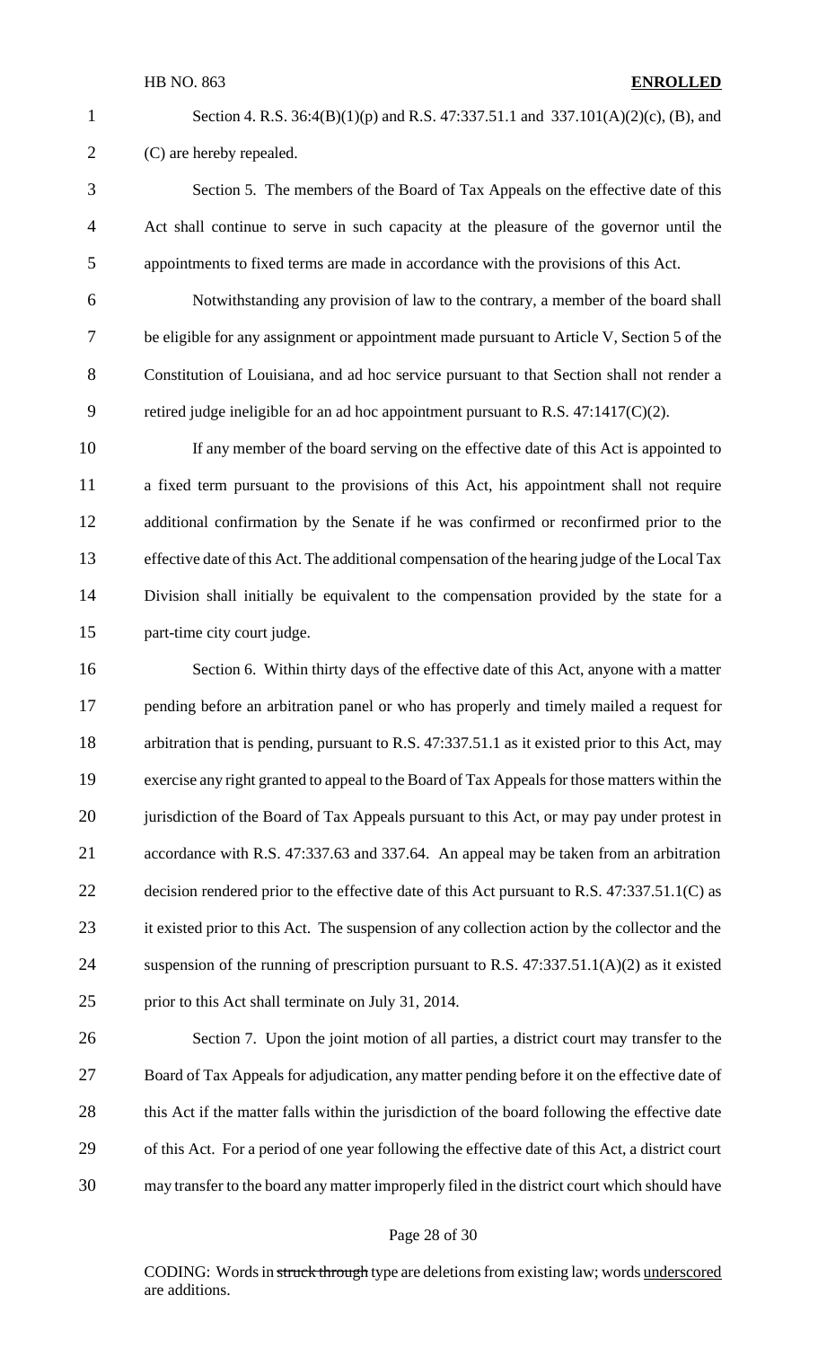Section 4. R.S. 36:4(B)(1)(p) and R.S. 47:337.51.1 and 337.101(A)(2)(c), (B), and (C) are hereby repealed.

Section 5. The members of the Board of Tax Appeals on the effective date of this Act shall continue to serve in such capacity at the pleasure of the governor until the appointments to fixed terms are made in accordance with the provisions of this Act.

Notwithstanding any provision of law to the contrary, a member of the board shall be eligible for any assignment or appointment made pursuant to Article V, Section 5 of the Constitution of Louisiana, and ad hoc service pursuant to that Section shall not render a retired judge ineligible for an ad hoc appointment pursuant to R.S. 47:1417(C)(2).

If any member of the board serving on the effective date of this Act is appointed to a fixed term pursuant to the provisions of this Act, his appointment shall not require additional confirmation by the Senate if he was confirmed or reconfirmed prior to the effective date of this Act. The additional compensation of the hearing judge of the Local Tax Division shall initially be equivalent to the compensation provided by the state for a part-time city court judge.

Section 6. Within thirty days of the effective date of this Act, anyone with a matter pending before an arbitration panel or who has properly and timely mailed a request for arbitration that is pending, pursuant to R.S. 47:337.51.1 as it existed prior to this Act, may exercise any right granted to appeal to the Board of Tax Appeals for those matters within the jurisdiction of the Board of Tax Appeals pursuant to this Act, or may pay under protest in accordance with R.S. 47:337.63 and 337.64. An appeal may be taken from an arbitration decision rendered prior to the effective date of this Act pursuant to R.S. 47:337.51.1(C) as it existed prior to this Act. The suspension of any collection action by the collector and the suspension of the running of prescription pursuant to R.S. 47:337.51.1(A)(2) as it existed prior to this Act shall terminate on July 31, 2014.

Section 7. Upon the joint motion of all parties, a district court may transfer to the Board of Tax Appeals for adjudication, any matter pending before it on the effective date of this Act if the matter falls within the jurisdiction of the board following the effective date of this Act. For a period of one year following the effective date of this Act, a district court may transfer to the board any matter improperly filed in the district court which should have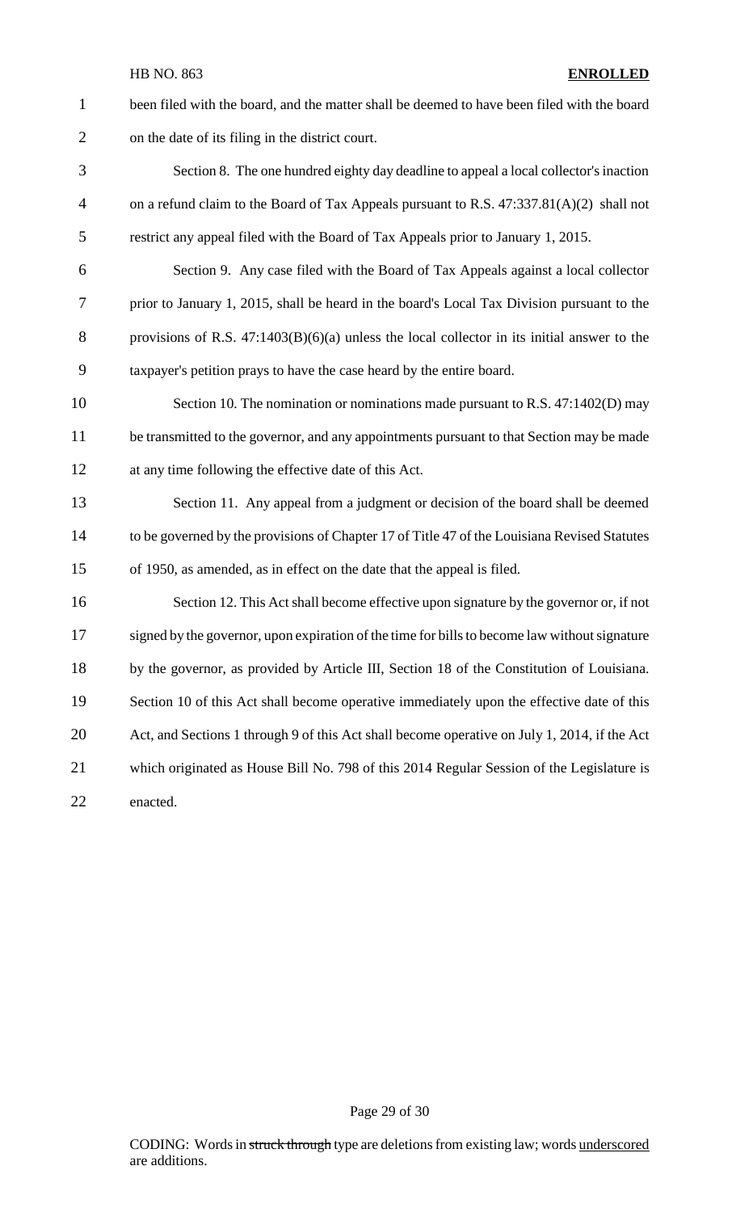been filed with the board, and the matter shall be deemed to have been filed with the board on the date of its filing in the district court.

Section 8. The one hundred eighty day deadline to appeal a local collector's inaction on a refund claim to the Board of Tax Appeals pursuant to R.S. 47:337.81(A)(2) shall not restrict any appeal filed with the Board of Tax Appeals prior to January 1, 2015.

Section 9. Any case filed with the Board of Tax Appeals against a local collector prior to January 1, 2015, shall be heard in the board's Local Tax Division pursuant to the provisions of R.S. 47:1403(B)(6)(a) unless the local collector in its initial answer to the taxpayer's petition prays to have the case heard by the entire board.

Section 10. The nomination or nominations made pursuant to R.S. 47:1402(D) may be transmitted to the governor, and any appointments pursuant to that Section may be made at any time following the effective date of this Act.

Section 11. Any appeal from a judgment or decision of the board shall be deemed to be governed by the provisions of Chapter 17 of Title 47 of the Louisiana Revised Statutes of 1950, as amended, as in effect on the date that the appeal is filed.

Section 12. This Act shall become effective upon signature by the governor or, if not signed by the governor, upon expiration of the time for bills to become law without signature by the governor, as provided by Article III, Section 18 of the Constitution of Louisiana. Section 10 of this Act shall become operative immediately upon the effective date of this Act, and Sections 1 through 9 of this Act shall become operative on July 1, 2014, if the Act which originated as House Bill No. 798 of this 2014 Regular Session of the Legislature is enacted.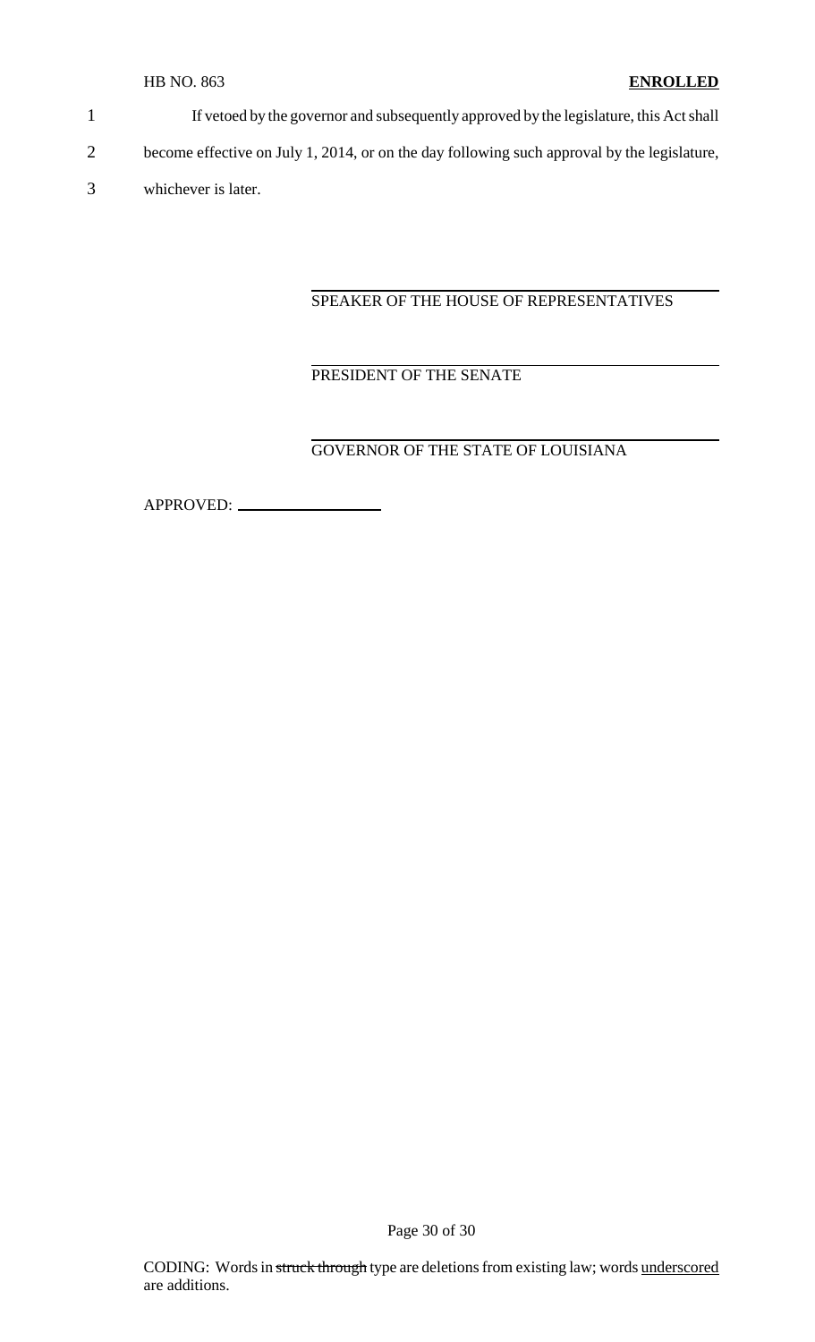If vetoed by the governor and subsequently approved by the legislature, this Act shall become effective on July 1, 2014, or on the day following such approval by the legislature, whichever is later.

SPEAKER OF THE HOUSE OF REPRESENTATIVES

PRESIDENT OF THE SENATE

GOVERNOR OF THE STATE OF LOUISIANA

APPROVED: \_\_\_\_\_\_\_\_\_\_\_\_\_\_\_\_\_\_\_\_

CODING: Words in ~~struck through~~ type are deletions from existing law; words <u>underscored</u> are additions.